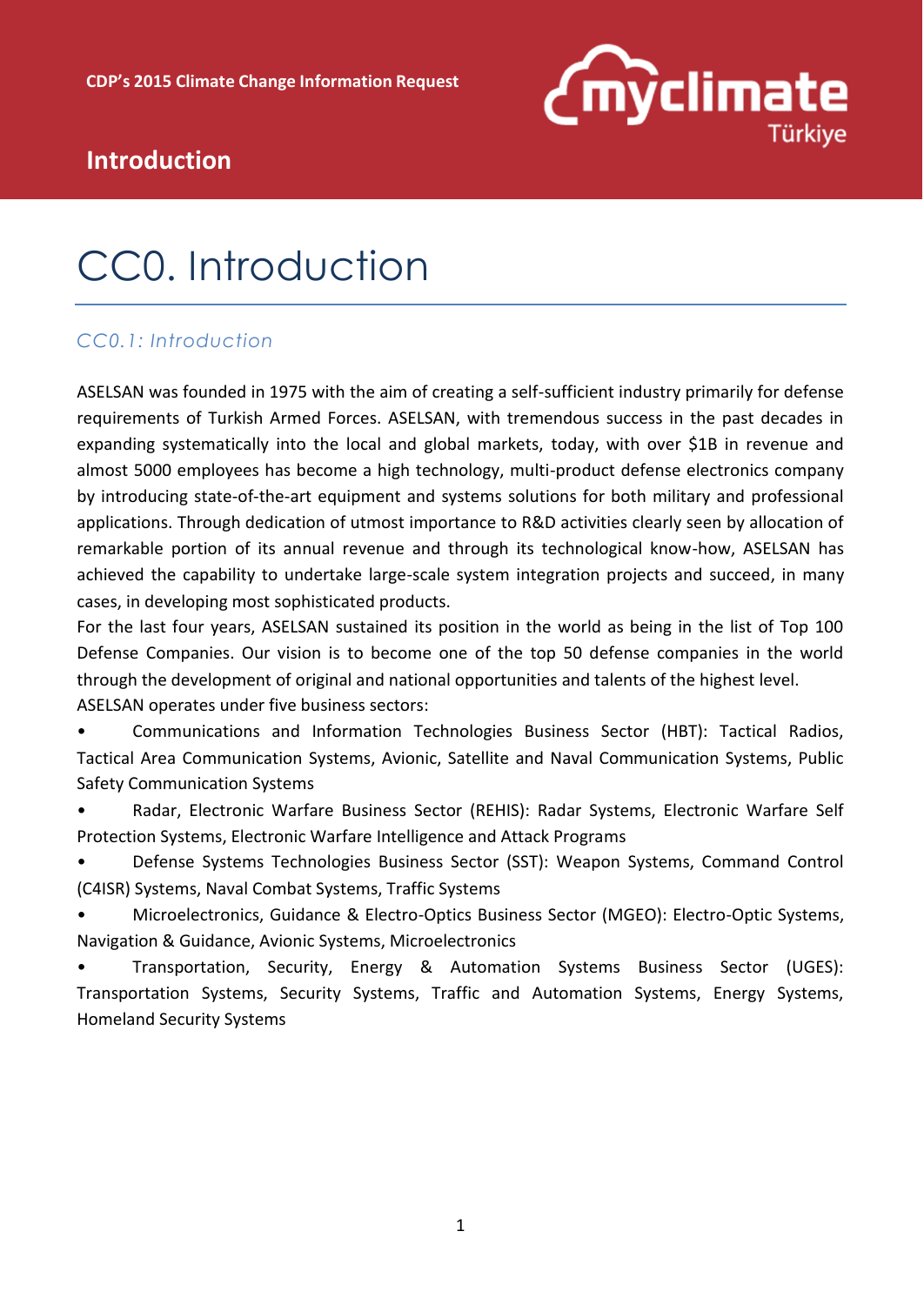# CC0. Introduction

## CC0.1: Introduction

ASELSAN was founded in 1975 with the aim of creating a self-sufficient industry primarily for defense requirements of Turkish Armed Forces. ASELSAN, with tremendous success in the past decades in expanding systematically into the local and global markets, today, with over $1B in revenue and almost 5000 employees has become a high technology, multi-product defense electronics company by introducing state-of-the-art equipment and systems solutions for both military and professional applications. Through dedication of utmost importance to R&D activities clearly seen by allocation of remarkable portion of its annual revenue and through its technological know-how, ASELSAN has achieved the capability to undertake large-scale system integration projects and succeed, in many cases, in developing most sophisticated products.

For the last four years, ASELSAN sustained its position in the world as being in the list of Top 100 Defense Companies. Our vision is to become one of the top 50 defense companies in the world through the development of original and national opportunities and talents of the highest level.

ASELSAN operates under five business sectors:

- Communications and Information Technologies Business Sector (HBT): Tactical Radios, Tactical Area Communication Systems, Avionic, Satellite and Naval Communication Systems, Public Safety Communication Systems
- Radar, Electronic Warfare Business Sector (REHIS): Radar Systems, Electronic Warfare Self Protection Systems, Electronic Warfare Intelligence and Attack Programs
- Defense Systems Technologies Business Sector (SST): Weapon Systems, Command Control (C4ISR) Systems, Naval Combat Systems, Traffic Systems
- Microelectronics, Guidance & Electro-Optics Business Sector (MGEO): Electro-Optic Systems, Navigation & Guidance, Avionic Systems, Microelectronics
- Transportation, Security, Energy & Automation Systems Business Sector (UGES): Transportation Systems, Security Systems, Traffic and Automation Systems, Energy Systems, Homeland Security Systems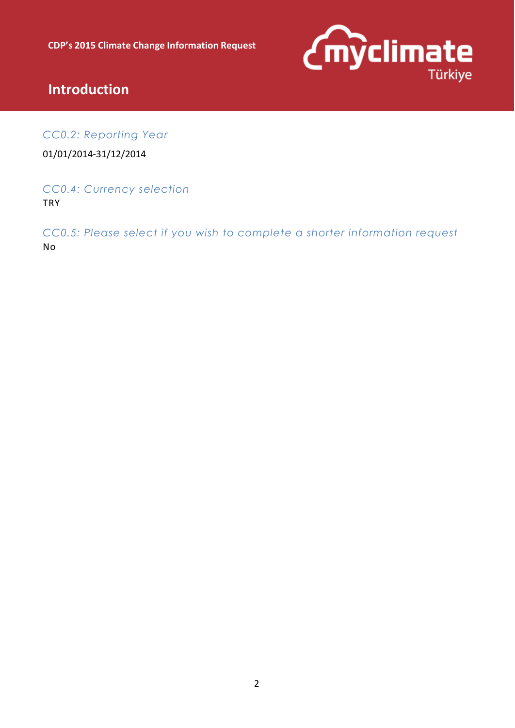## Introduction

### CC0.2: Reporting Year

01/01/2014-31/12/2014

### CC0.4: Currency selection

TRY

### CC0.5: Please select if you wish to complete a shorter information request

No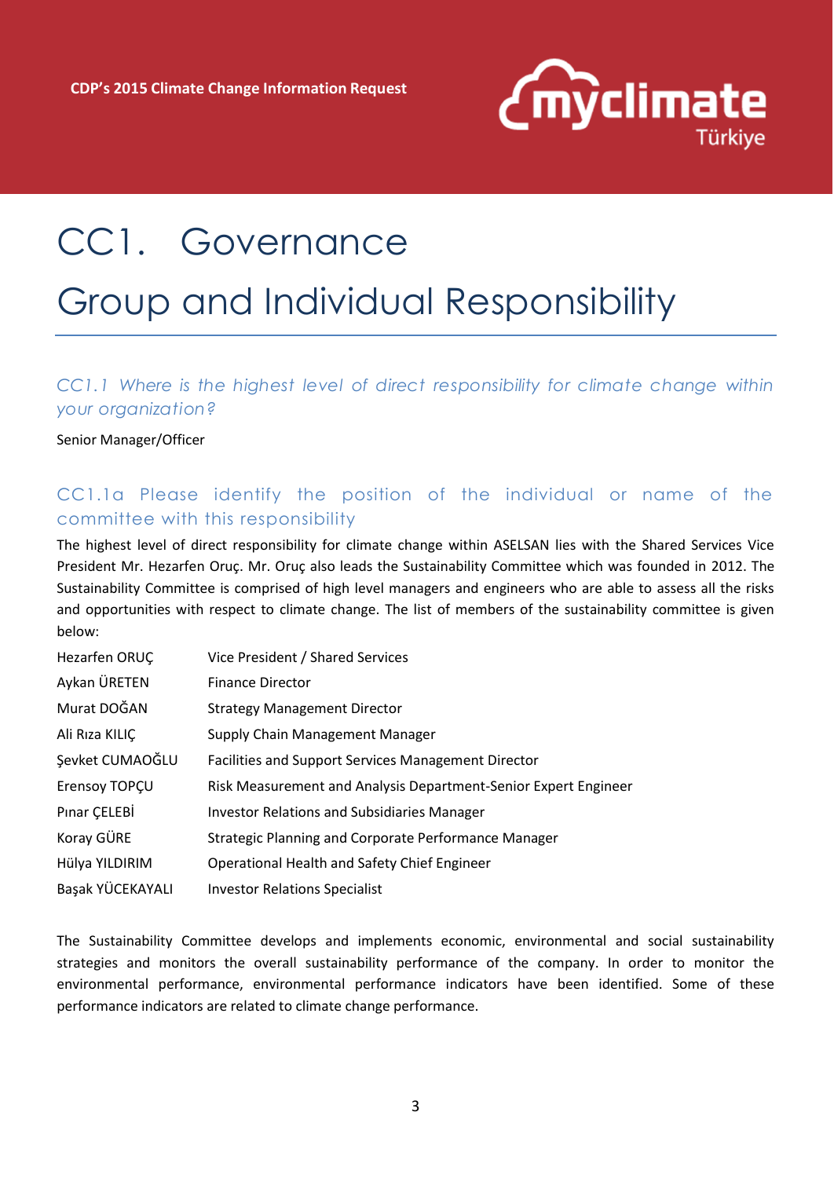# CC1. Governance

# Group and Individual Responsibility

### *CC1.1 Where is the highest level of direct responsibility for climate change within your organization?*

Senior Manager/Officer

### CC1.1a Please identify the position of the individual or name of the committee with this responsibility

The highest level of direct responsibility for climate change within ASELSAN lies with the Shared Services Vice President Mr. Hezarfen Oruç. Mr. Oruç also leads the Sustainability Committee which was founded in 2012. The Sustainability Committee is comprised of high level managers and engineers who are able to assess all the risks and opportunities with respect to climate change. The list of members of the sustainability committee is given below:

| | |
|---|---|
| Hezarfen ORUÇ | Vice President / Shared Services |
| Aykan ÜRETEN | Finance Director |
| Murat DOĞAN | Strategy Management Director |
| Ali Rıza KILIÇ | Supply Chain Management Manager |
| Şevket CUMAOĞLU | Facilities and Support Services Management Director |
| Erensoy TOPÇU | Risk Measurement and Analysis Department-Senior Expert Engineer |
| Pınar ÇELEBİ | Investor Relations and Subsidiaries Manager |
| Koray GÜRE | Strategic Planning and Corporate Performance Manager |
| Hülya YILDIRIM | Operational Health and Safety Chief Engineer |
| Başak YÜCEKAYALI | Investor Relations Specialist |

The Sustainability Committee develops and implements economic, environmental and social sustainability strategies and monitors the overall sustainability performance of the company. In order to monitor the environmental performance, environmental performance indicators have been identified. Some of these performance indicators are related to climate change performance.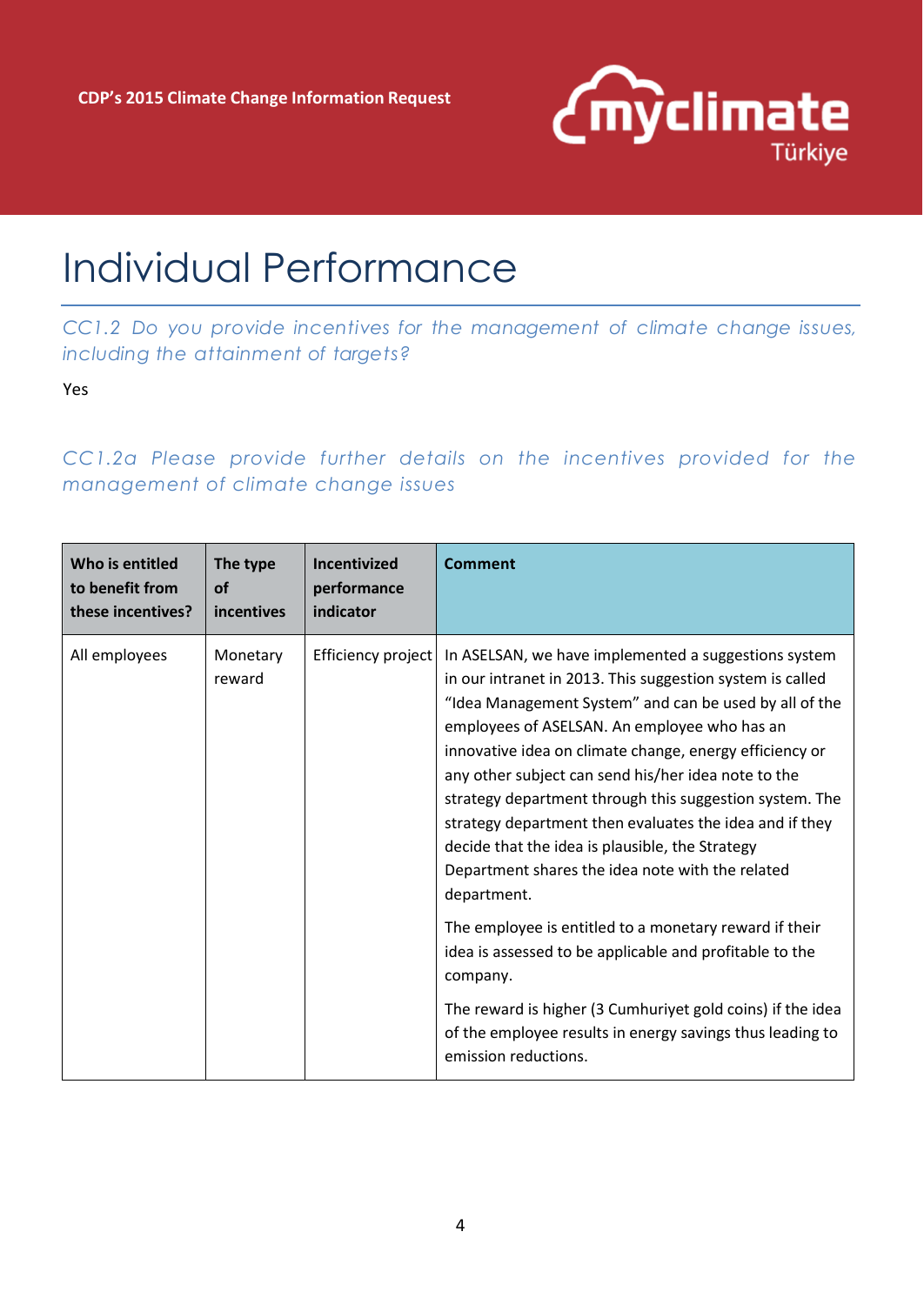# Individual Performance

*CC1.2 Do you provide incentives for the management of climate change issues, including the attainment of targets?*

Yes

*CC1.2a Please provide further details on the incentives provided for the management of climate change issues*

| Who is entitled to benefit from these incentives? | The type of incentives | Incentivized performance indicator | Comment |
|---|---|---|---|
| All employees | Monetary reward | Efficiency project | In ASELSAN, we have implemented a suggestions system in our intranet in 2013. This suggestion system is called "Idea Management System" and can be used by all of the employees of ASELSAN. An employee who has an innovative idea on climate change, energy efficiency or any other subject can send his/her idea note to the strategy department through this suggestion system. The strategy department then evaluates the idea and if they decide that the idea is plausible, the Strategy Department shares the idea note with the related department.<br><br>The employee is entitled to a monetary reward if their idea is assessed to be applicable and profitable to the company.<br><br>The reward is higher (3 Cumhuriyet gold coins) if the idea of the employee results in energy savings thus leading to emission reductions. |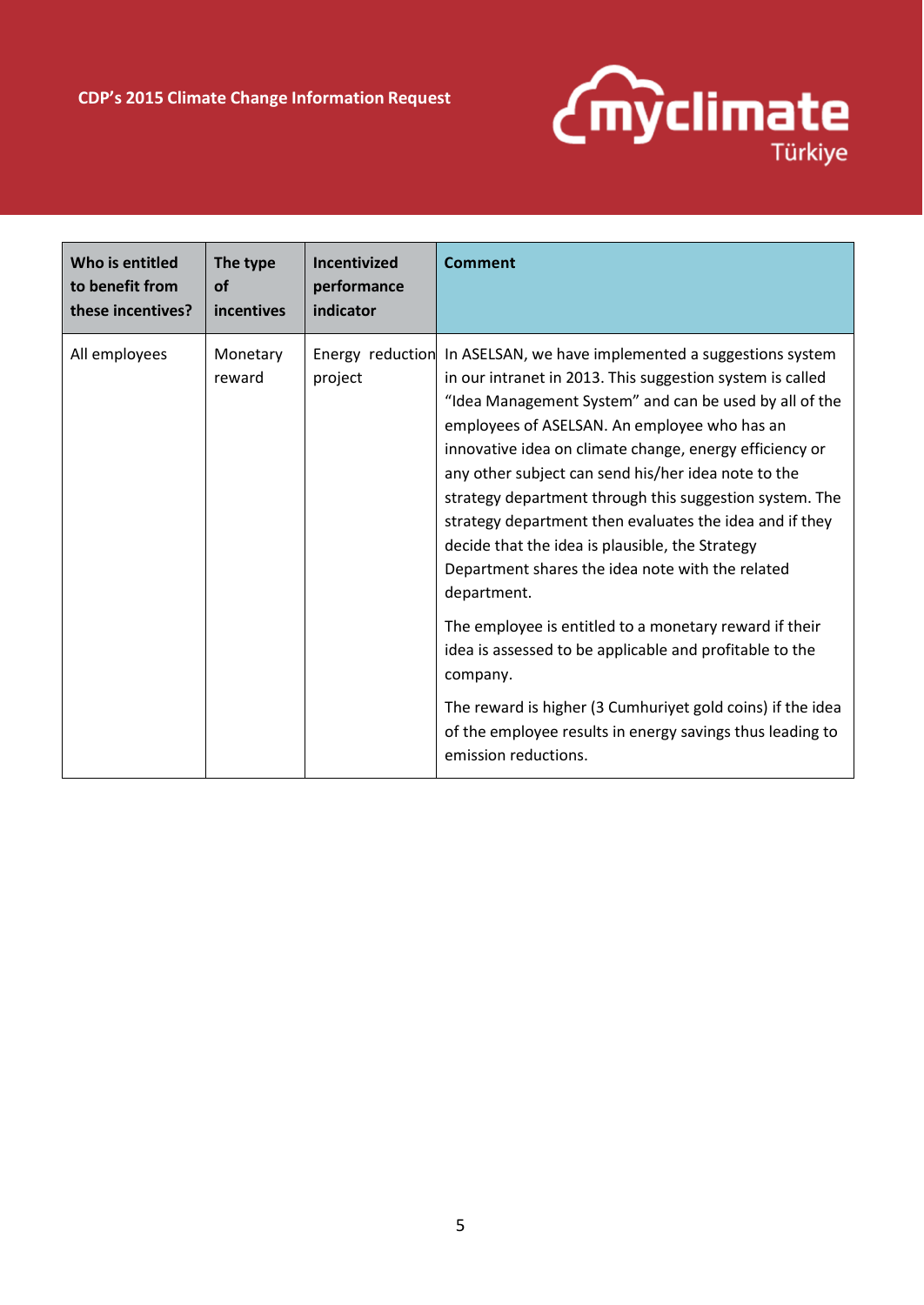| Who is entitled to benefit from these incentives? | The type of incentives | Incentivized performance indicator | Comment |
|---|---|---|---|
| All employees | Monetary reward | Energy reduction project | In ASELSAN, we have implemented a suggestions system in our intranet in 2013. This suggestion system is called "Idea Management System" and can be used by all of the employees of ASELSAN. An employee who has an innovative idea on climate change, energy efficiency or any other subject can send his/her idea note to the strategy department through this suggestion system. The strategy department then evaluates the idea and if they decide that the idea is plausible, the Strategy Department shares the idea note with the related department.<br><br>The employee is entitled to a monetary reward if their idea is assessed to be applicable and profitable to the company.<br><br>The reward is higher (3 Cumhuriyet gold coins) if the idea of the employee results in energy savings thus leading to emission reductions. |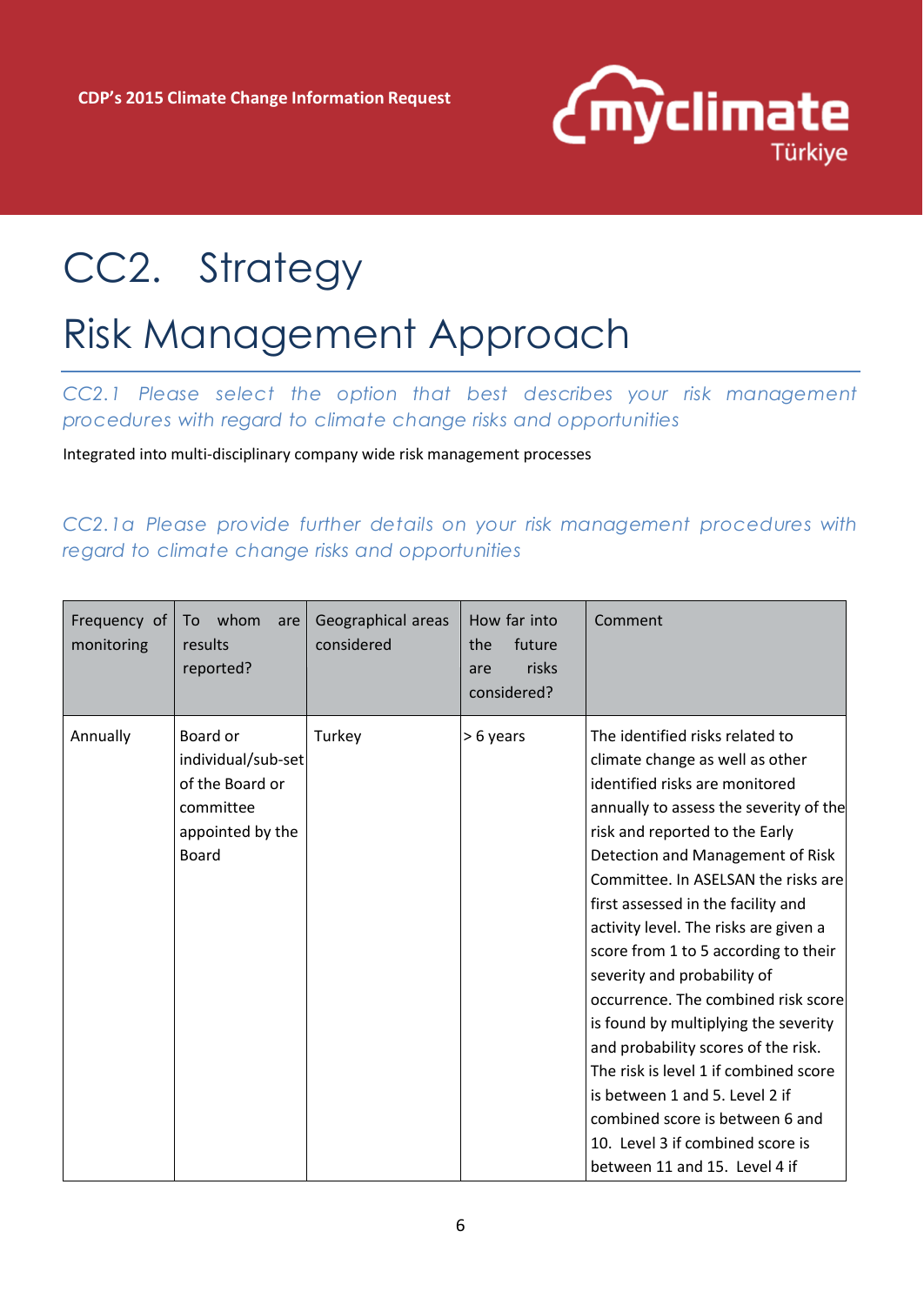# CC2. Strategy

## Risk Management Approach

*CC2.1 Please select the option that best describes your risk management procedures with regard to climate change risks and opportunities*

Integrated into multi-disciplinary company wide risk management processes

*CC2.1a Please provide further details on your risk management procedures with regard to climate change risks and opportunities*

| Frequency of monitoring | To whom are results reported? | Geographical areas considered | How far into the future are risks considered? | Comment |
|---|---|---|---|---|
| Annually | Board or individual/sub-set of the Board or committee appointed by the Board | Turkey | > 6 years | The identified risks related to climate change as well as other identified risks are monitored annually to assess the severity of the risk and reported to the Early Detection and Management of Risk Committee. In ASELSAN the risks are first assessed in the facility and activity level. The risks are given a score from 1 to 5 according to their severity and probability of occurrence. The combined risk score is found by multiplying the severity and probability scores of the risk. The risk is level 1 if combined score is between 1 and 5. Level 2 if combined score is between 6 and 10. Level 3 if combined score is between 11 and 15. Level 4 if |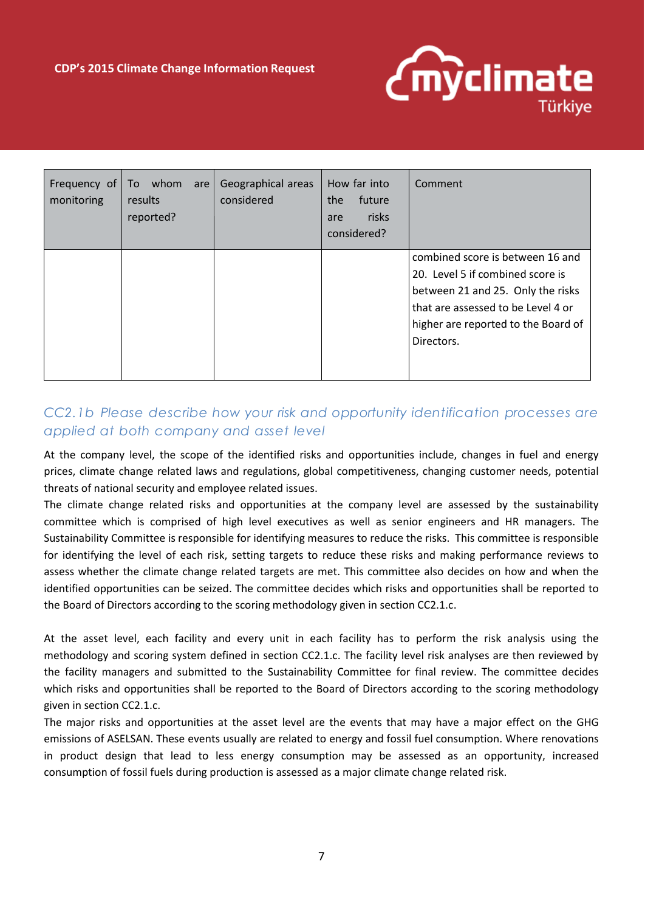| Frequency of monitoring | To whom are results reported? | Geographical areas considered | How far into the future are risks considered? | Comment |
|---|---|---|---|---|
| | | | | combined score is between 16 and 20. Level 5 if combined score is between 21 and 25. Only the risks that are assessed to be Level 4 or higher are reported to the Board of Directors. |

## CC2.1b Please describe how your risk and opportunity identification processes are applied at both company and asset level

At the company level, the scope of the identified risks and opportunities include, changes in fuel and energy prices, climate change related laws and regulations, global competitiveness, changing customer needs, potential threats of national security and employee related issues.

The climate change related risks and opportunities at the company level are assessed by the sustainability committee which is comprised of high level executives as well as senior engineers and HR managers. The Sustainability Committee is responsible for identifying measures to reduce the risks. This committee is responsible for identifying the level of each risk, setting targets to reduce these risks and making performance reviews to assess whether the climate change related targets are met. This committee also decides on how and when the identified opportunities can be seized. The committee decides which risks and opportunities shall be reported to the Board of Directors according to the scoring methodology given in section CC2.1.c.

At the asset level, each facility and every unit in each facility has to perform the risk analysis using the methodology and scoring system defined in section CC2.1.c. The facility level risk analyses are then reviewed by the facility managers and submitted to the Sustainability Committee for final review. The committee decides which risks and opportunities shall be reported to the Board of Directors according to the scoring methodology given in section CC2.1.c.

The major risks and opportunities at the asset level are the events that may have a major effect on the GHG emissions of ASELSAN. These events usually are related to energy and fossil fuel consumption. Where renovations in product design that lead to less energy consumption may be assessed as an opportunity, increased consumption of fossil fuels during production is assessed as a major climate change related risk.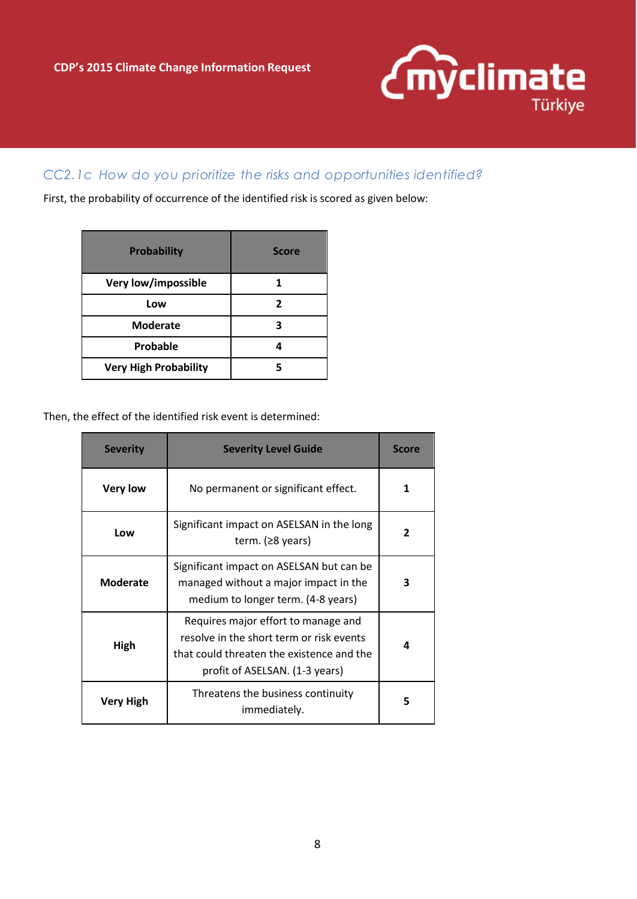### CC2.1c How do you prioritize the risks and opportunities identified?

First, the probability of occurrence of the identified risk is scored as given below:

| Probability | Score |
|---|---|
| **Very low/impossible** | **1** |
| **Low** | **2** |
| **Moderate** | **3** |
| **Probable** | **4** |
| **Very High Probability** | **5** |

Then, the effect of the identified risk event is determined:

| Severity | Severity Level Guide | Score |
|---|---|---|
| **Very low** | No permanent or significant effect. | **1** |
| **Low** | Significant impact on ASELSAN in the long term. (≥8 years) | **2** |
| **Moderate** | Significant impact on ASELSAN but can be managed without a major impact in the medium to longer term. (4-8 years) | **3** |
| **High** | Requires major effort to manage and resolve in the short term or risk events that could threaten the existence and the profit of ASELSAN. (1-3 years) | **4** |
| **Very High** | Threatens the business continuity immediately. | **5** |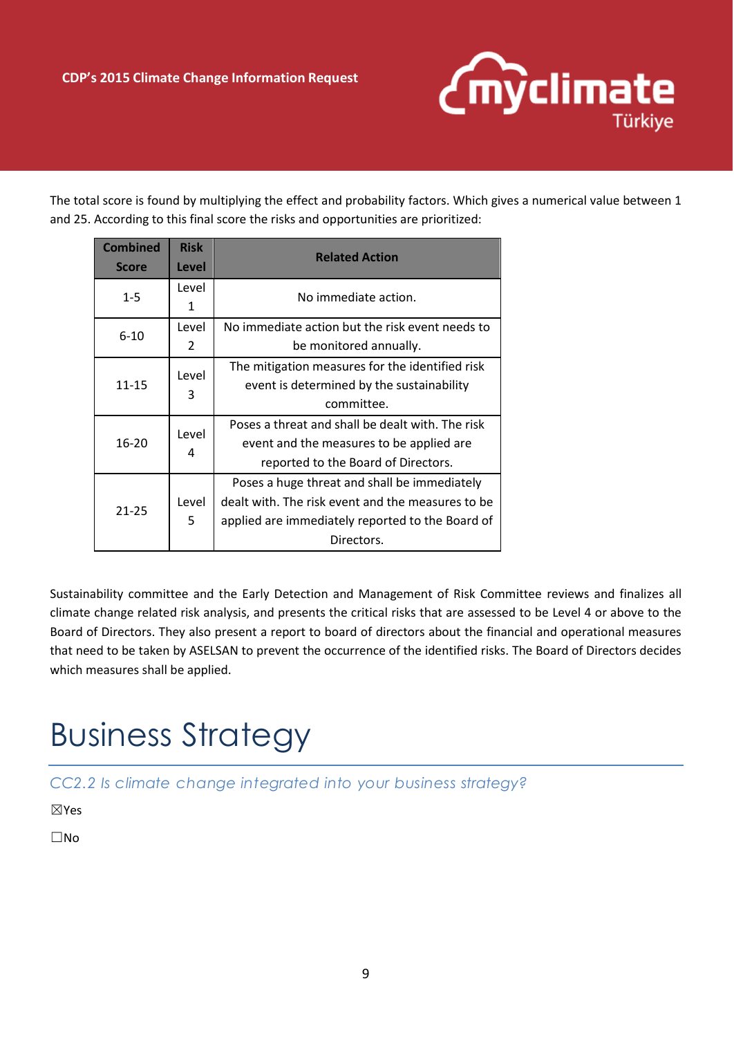The total score is found by multiplying the effect and probability factors. Which gives a numerical value between 1 and 25. According to this final score the risks and opportunities are prioritized:

| Combined Score | Risk Level | Related Action |
|---|---|---|
| 1-5 | Level 1 | No immediate action. |
| 6-10 | Level 2 | No immediate action but the risk event needs to be monitored annually. |
| 11-15 | Level 3 | The mitigation measures for the identified risk event is determined by the sustainability committee. |
| 16-20 | Level 4 | Poses a threat and shall be dealt with. The risk event and the measures to be applied are reported to the Board of Directors. |
| 21-25 | Level 5 | Poses a huge threat and shall be immediately dealt with. The risk event and the measures to be applied are immediately reported to the Board of Directors. |

Sustainability committee and the Early Detection and Management of Risk Committee reviews and finalizes all climate change related risk analysis, and presents the critical risks that are assessed to be Level 4 or above to the Board of Directors. They also present a report to board of directors about the financial and operational measures that need to be taken by ASELSAN to prevent the occurrence of the identified risks. The Board of Directors decides which measures shall be applied.

# Business Strategy

## *CC2.2 Is climate change integrated into your business strategy?*

☒Yes

☐No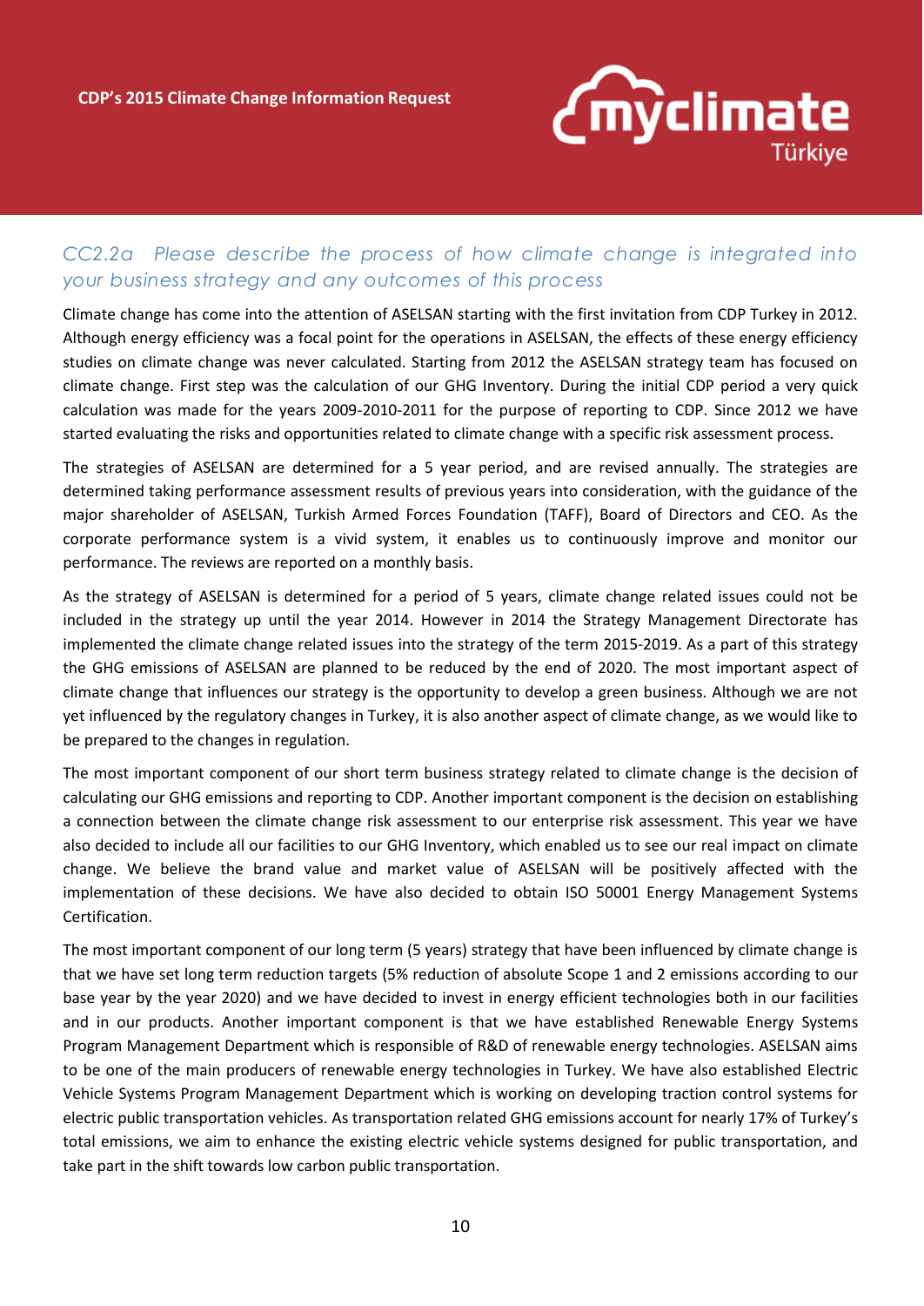### *CC2.2a Please describe the process of how climate change is integrated into your business strategy and any outcomes of this process*

Climate change has come into the attention of ASELSAN starting with the first invitation from CDP Turkey in 2012. Although energy efficiency was a focal point for the operations in ASELSAN, the effects of these energy efficiency studies on climate change was never calculated. Starting from 2012 the ASELSAN strategy team has focused on climate change. First step was the calculation of our GHG Inventory. During the initial CDP period a very quick calculation was made for the years 2009-2010-2011 for the purpose of reporting to CDP. Since 2012 we have started evaluating the risks and opportunities related to climate change with a specific risk assessment process.

The strategies of ASELSAN are determined for a 5 year period, and are revised annually. The strategies are determined taking performance assessment results of previous years into consideration, with the guidance of the major shareholder of ASELSAN, Turkish Armed Forces Foundation (TAFF), Board of Directors and CEO. As the corporate performance system is a vivid system, it enables us to continuously improve and monitor our performance. The reviews are reported on a monthly basis.

As the strategy of ASELSAN is determined for a period of 5 years, climate change related issues could not be included in the strategy up until the year 2014. However in 2014 the Strategy Management Directorate has implemented the climate change related issues into the strategy of the term 2015-2019. As a part of this strategy the GHG emissions of ASELSAN are planned to be reduced by the end of 2020. The most important aspect of climate change that influences our strategy is the opportunity to develop a green business. Although we are not yet influenced by the regulatory changes in Turkey, it is also another aspect of climate change, as we would like to be prepared to the changes in regulation.

The most important component of our short term business strategy related to climate change is the decision of calculating our GHG emissions and reporting to CDP. Another important component is the decision on establishing a connection between the climate change risk assessment to our enterprise risk assessment. This year we have also decided to include all our facilities to our GHG Inventory, which enabled us to see our real impact on climate change. We believe the brand value and market value of ASELSAN will be positively affected with the implementation of these decisions. We have also decided to obtain ISO 50001 Energy Management Systems Certification.

The most important component of our long term (5 years) strategy that have been influenced by climate change is that we have set long term reduction targets (5% reduction of absolute Scope 1 and 2 emissions according to our base year by the year 2020) and we have decided to invest in energy efficient technologies both in our facilities and in our products. Another important component is that we have established Renewable Energy Systems Program Management Department which is responsible of R&D of renewable energy technologies. ASELSAN aims to be one of the main producers of renewable energy technologies in Turkey. We have also established Electric Vehicle Systems Program Management Department which is working on developing traction control systems for electric public transportation vehicles. As transportation related GHG emissions account for nearly 17% of Turkey's total emissions, we aim to enhance the existing electric vehicle systems designed for public transportation, and take part in the shift towards low carbon public transportation.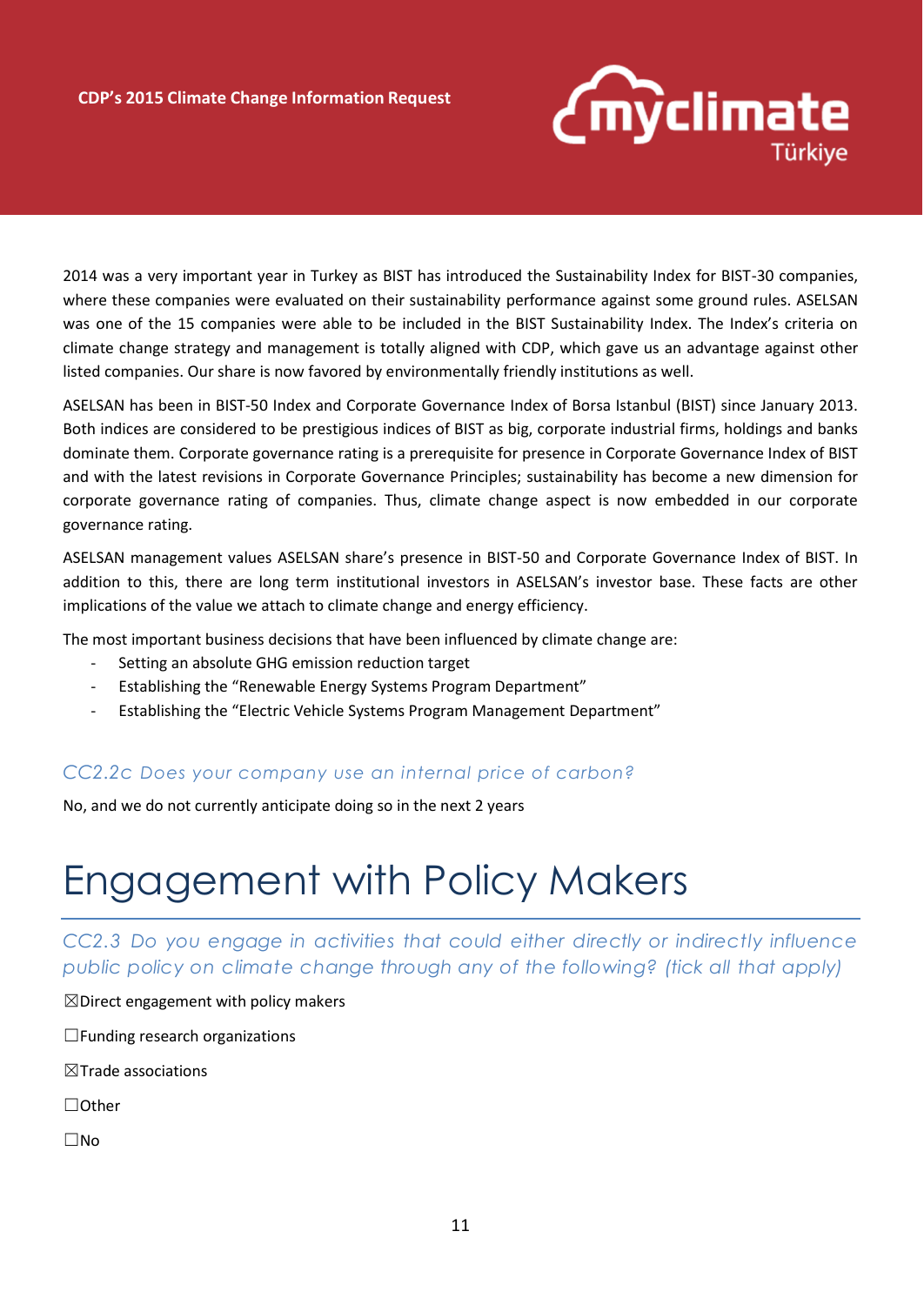2014 was a very important year in Turkey as BIST has introduced the Sustainability Index for BIST-30 companies, where these companies were evaluated on their sustainability performance against some ground rules. ASELSAN was one of the 15 companies were able to be included in the BIST Sustainability Index. The Index's criteria on climate change strategy and management is totally aligned with CDP, which gave us an advantage against other listed companies. Our share is now favored by environmentally friendly institutions as well.

ASELSAN has been in BIST-50 Index and Corporate Governance Index of Borsa Istanbul (BIST) since January 2013. Both indices are considered to be prestigious indices of BIST as big, corporate industrial firms, holdings and banks dominate them. Corporate governance rating is a prerequisite for presence in Corporate Governance Index of BIST and with the latest revisions in Corporate Governance Principles; sustainability has become a new dimension for corporate governance rating of companies. Thus, climate change aspect is now embedded in our corporate governance rating.

ASELSAN management values ASELSAN share's presence in BIST-50 and Corporate Governance Index of BIST. In addition to this, there are long term institutional investors in ASELSAN's investor base. These facts are other implications of the value we attach to climate change and energy efficiency.

The most important business decisions that have been influenced by climate change are:

- Setting an absolute GHG emission reduction target
- Establishing the "Renewable Energy Systems Program Department"
- Establishing the "Electric Vehicle Systems Program Management Department"

### *CC2.2c Does your company use an internal price of carbon?*

No, and we do not currently anticipate doing so in the next 2 years

# Engagement with Policy Makers

### *CC2.3 Do you engage in activities that could either directly or indirectly influence public policy on climate change through any of the following? (tick all that apply)*

☒Direct engagement with policy makers

☐Funding research organizations

☒Trade associations

☐Other

☐No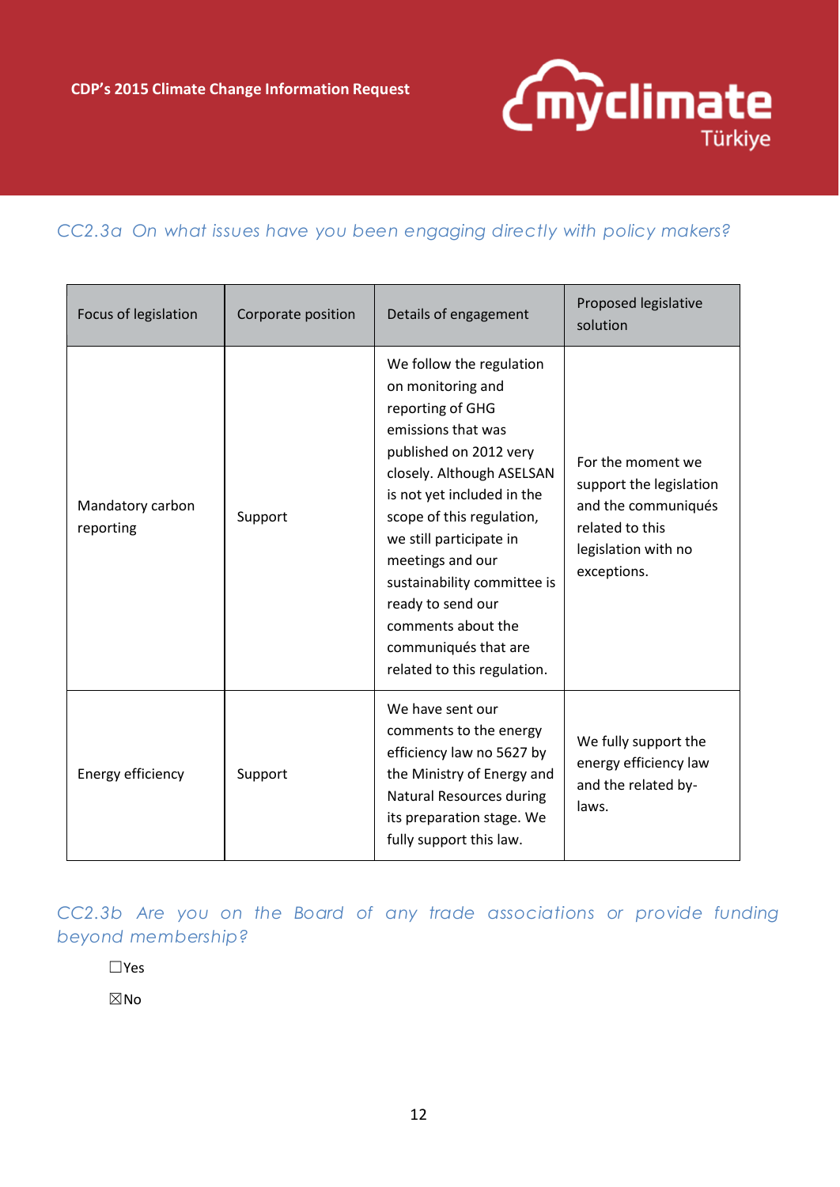## CC2.3a On what issues have you been engaging directly with policy makers?

| Focus of legislation | Corporate position | Details of engagement | Proposed legislative solution |
|---|---|---|---|
| Mandatory carbon reporting | Support | We follow the regulation on monitoring and reporting of GHG emissions that was published on 2012 very closely. Although ASELSAN is not yet included in the scope of this regulation, we still participate in meetings and our sustainability committee is ready to send our comments about the communiqués that are related to this regulation. | For the moment we support the legislation and the communiqués related to this legislation with no exceptions. |
| Energy efficiency | Support | We have sent our comments to the energy efficiency law no 5627 by the Ministry of Energy and Natural Resources during its preparation stage. We fully support this law. | We fully support the energy efficiency law and the related by-laws. |

## CC2.3b Are you on the Board of any trade associations or provide funding beyond membership?

☐Yes

☒No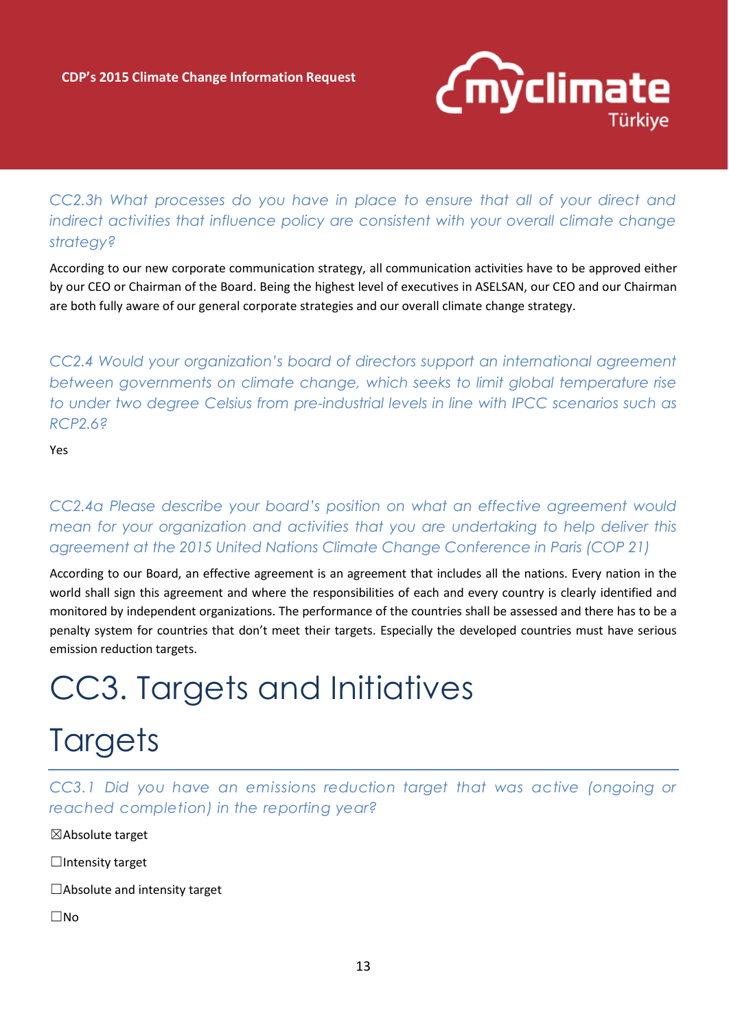*CC2.3h What processes do you have in place to ensure that all of your direct and indirect activities that influence policy are consistent with your overall climate change strategy?*

According to our new corporate communication strategy, all communication activities have to be approved either by our CEO or Chairman of the Board. Being the highest level of executives in ASELSAN, our CEO and our Chairman are both fully aware of our general corporate strategies and our overall climate change strategy.

*CC2.4 Would your organization's board of directors support an international agreement between governments on climate change, which seeks to limit global temperature rise to under two degree Celsius from pre-industrial levels in line with IPCC scenarios such as RCP2.6?*

Yes

*CC2.4a Please describe your board's position on what an effective agreement would mean for your organization and activities that you are undertaking to help deliver this agreement at the 2015 United Nations Climate Change Conference in Paris (COP 21)*

According to our Board, an effective agreement is an agreement that includes all the nations. Every nation in the world shall sign this agreement and where the responsibilities of each and every country is clearly identified and monitored by independent organizations. The performance of the countries shall be assessed and there has to be a penalty system for countries that don't meet their targets. Especially the developed countries must have serious emission reduction targets.

# CC3. Targets and Initiatives

## Targets

*CC3.1 Did you have an emissions reduction target that was active (ongoing or reached completion) in the reporting year?*

☒Absolute target

☐Intensity target

☐Absolute and intensity target

☐No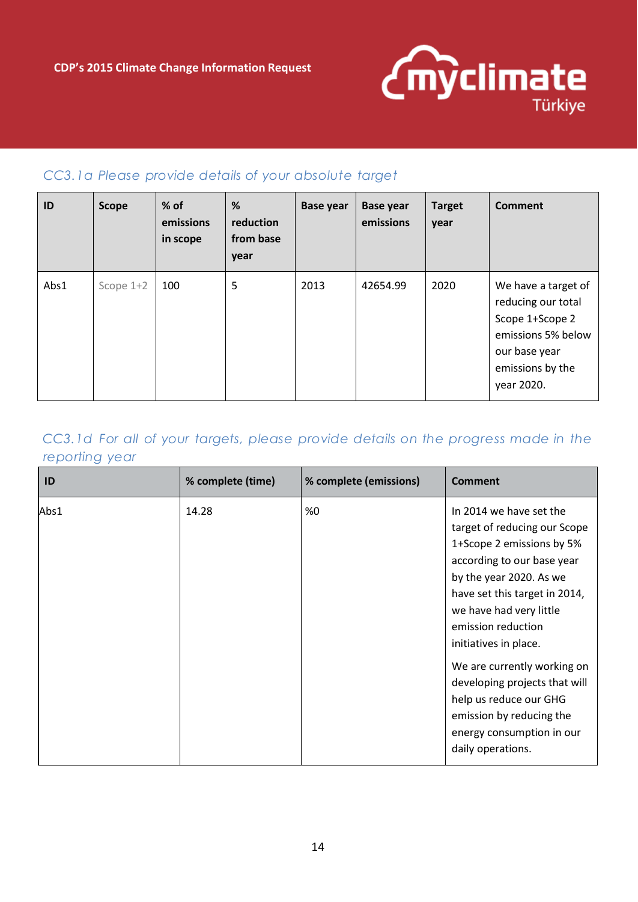### CC3.1a Please provide details of your absolute target

| ID | Scope | % of emissions in scope | % reduction from base year | Base year | Base year emissions | Target year | Comment |
|---|---|---|---|---|---|---|---|
| Abs1 | Scope 1+2 | 100 | 5 | 2013 | 42654.99 | 2020 | We have a target of reducing our total Scope 1+Scope 2 emissions 5% below our base year emissions by the year 2020. |

### CC3.1d For all of your targets, please provide details on the progress made in the reporting year

| ID | % complete (time) | % complete (emissions) | Comment |
|---|---|---|---|
| Abs1 | 14.28 | %0 | In 2014 we have set the target of reducing our Scope 1+Scope 2 emissions by 5% according to our base year by the year 2020. As we have set this target in 2014, we have had very little emission reduction initiatives in place.<br><br>We are currently working on developing projects that will help us reduce our GHG emission by reducing the energy consumption in our daily operations. |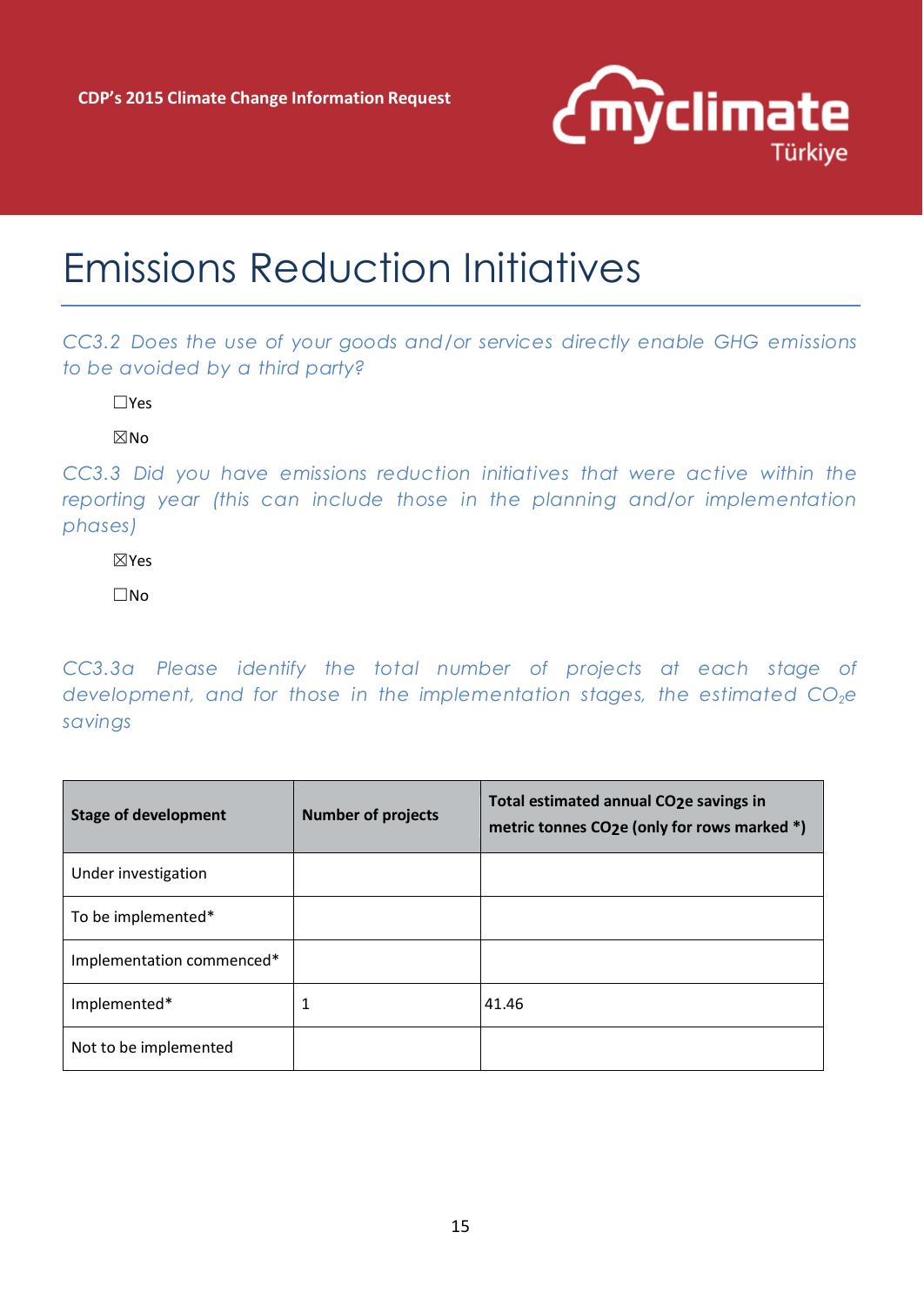# Emissions Reduction Initiatives

*CC3.2 Does the use of your goods and/or services directly enable GHG emissions to be avoided by a third party?*

☐Yes

☒No

*CC3.3 Did you have emissions reduction initiatives that were active within the reporting year (this can include those in the planning and/or implementation phases)*

☒Yes

☐No

*CC3.3a Please identify the total number of projects at each stage of development, and for those in the implementation stages, the estimated $CO_2e$ savings*

| Stage of development | Number of projects | Total estimated annual $CO_2e$ savings in metric tonnes $CO_2e$ (only for rows marked *) |
|---|---|---|
| Under investigation | | |
| To be implemented* | | |
| Implementation commenced* | | |
| Implemented* | 1 | 41.46 |
| Not to be implemented | | |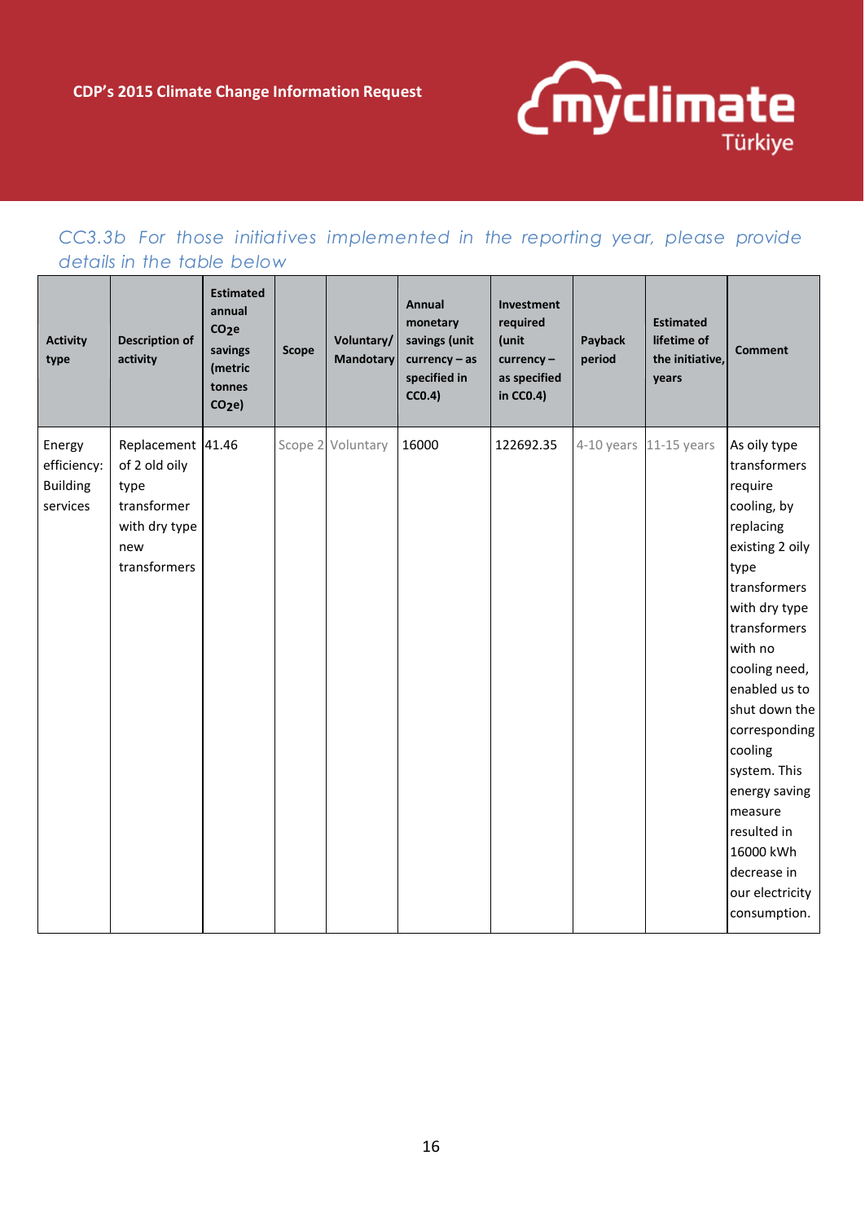*CC3.3b For those initiatives implemented in the reporting year, please provide details in the table below*

| Activity type | Description of activity | Estimated annual $CO_2e$ savings (metric tonnes $CO_2e$) | Scope | Voluntary/ Mandotary | Annual monetary savings (unit currency – as specified in CC0.4) | Investment required (unit currency – as specified in CC0.4) | Payback period | Estimated lifetime of the initiative, years | Comment |
|---|---|---|---|---|---|---|---|---|---|
| Energy efficiency: Building services | Replacement of 2 old oily type transformer with dry type new transformers | 41.46 | Scope 2 | Voluntary | 16000 | 122692.35 | 4-10 years | 11-15 years | As oily type transformers require cooling, by replacing existing 2 oily type transformers with dry type transformers with no cooling need, enabled us to shut down the corresponding cooling system. This energy saving measure resulted in 16000 kWh decrease in our electricity consumption. |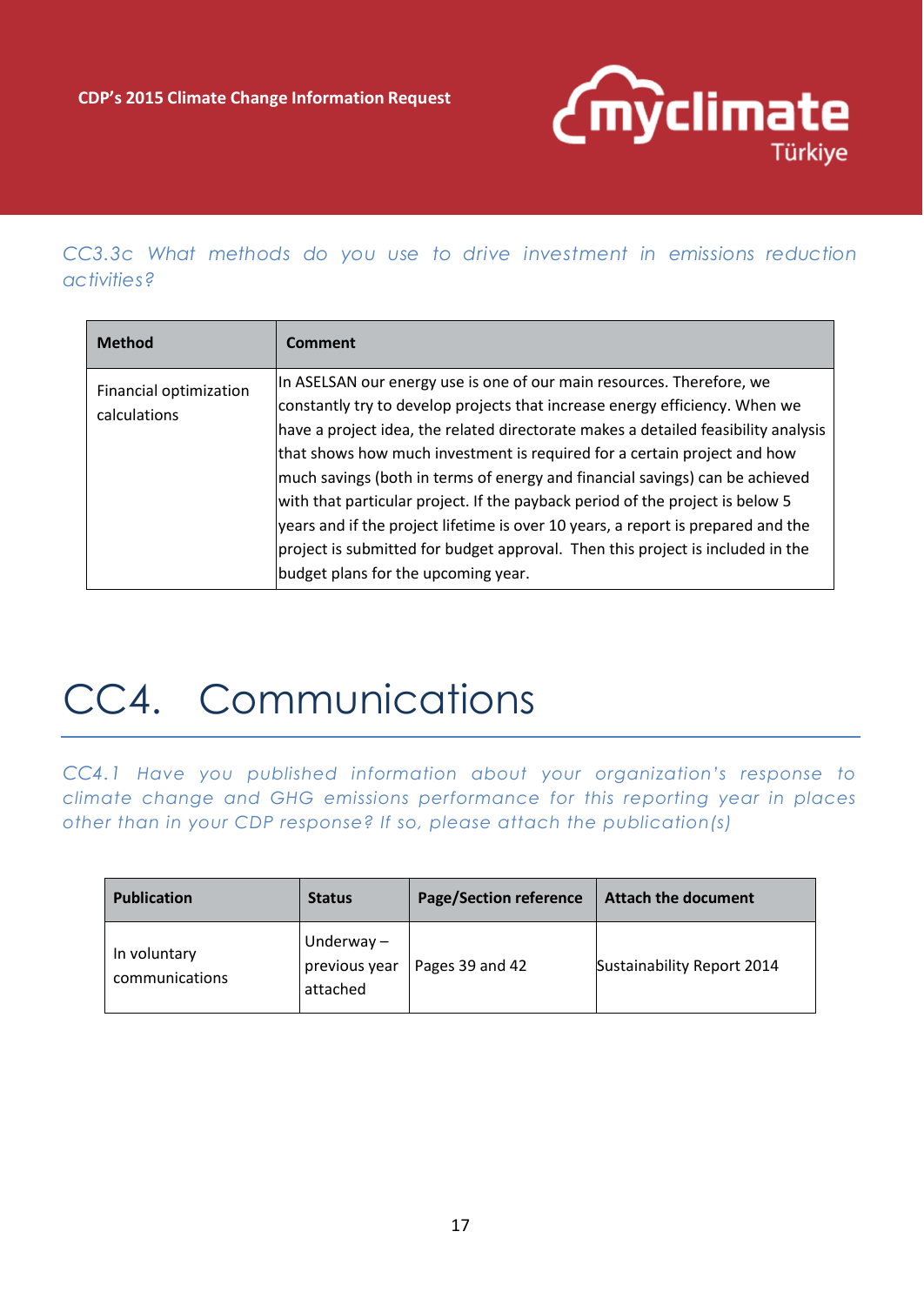*CC3.3c What methods do you use to drive investment in emissions reduction activities?*

| Method | Comment |
|---|---|
| Financial optimization calculations | In ASELSAN our energy use is one of our main resources. Therefore, we constantly try to develop projects that increase energy efficiency. When we have a project idea, the related directorate makes a detailed feasibility analysis that shows how much investment is required for a certain project and how much savings (both in terms of energy and financial savings) can be achieved with that particular project. If the payback period of the project is below 5 years and if the project lifetime is over 10 years, a report is prepared and the project is submitted for budget approval. Then this project is included in the budget plans for the upcoming year. |

# CC4. Communications

*CC4.1 Have you published information about your organization's response to climate change and GHG emissions performance for this reporting year in places other than in your CDP response? If so, please attach the publication(s)*

| Publication | Status | Page/Section reference | Attach the document |
|---|---|---|---|
| In voluntary communications | Underway – previous year attached | Pages 39 and 42 | Sustainability Report 2014 |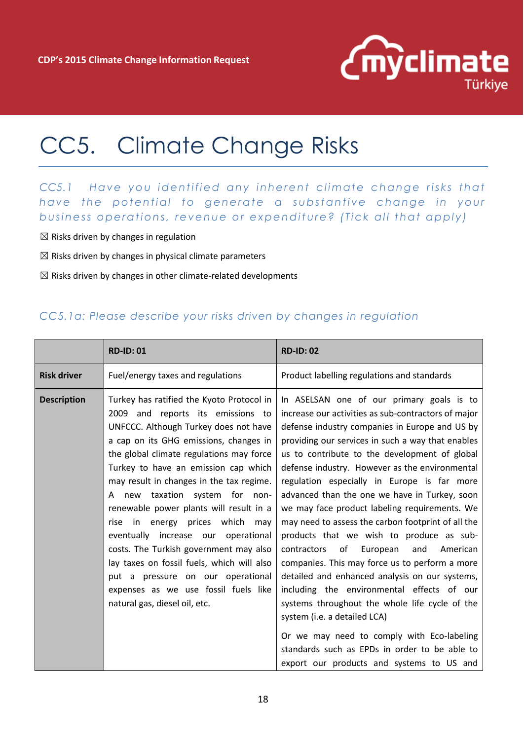# CC5. Climate Change Risks

*CC5.1 Have you identified any inherent climate change risks that have the potential to generate a substantive change in your business operations, revenue or expenditure? (Tick all that apply)*

☒ Risks driven by changes in regulation

☒ Risks driven by changes in physical climate parameters

☒ Risks driven by changes in other climate-related developments

*CC5.1a: Please describe your risks driven by changes in regulation*

| | **RD-ID: 01** | **RD-ID: 02** |
|---|---|---|
| **Risk driver** | Fuel/energy taxes and regulations | Product labelling regulations and standards |
| **Description** | Turkey has ratified the Kyoto Protocol in 2009 and reports its emissions to UNFCCC. Although Turkey does not have a cap on its GHG emissions, changes in the global climate regulations may force Turkey to have an emission cap which may result in changes in the tax regime. A new taxation system for non-renewable power plants will result in a rise in energy prices which may eventually increase our operational costs. The Turkish government may also lay taxes on fossil fuels, which will also put a pressure on our operational expenses as we use fossil fuels like natural gas, diesel oil, etc. | In ASELSAN one of our primary goals is to increase our activities as sub-contractors of major defense industry companies in Europe and US by providing our services in such a way that enables us to contribute to the development of global defense industry. However as the environmental regulation especially in Europe is far more advanced than the one we have in Turkey, soon we may face product labeling requirements. We may need to assess the carbon footprint of all the products that we wish to produce as sub-contractors of European and American companies. This may force us to perform a more detailed and enhanced analysis on our systems, including the environmental effects of our systems throughout the whole life cycle of the system (i.e. a detailed LCA)<br><br>Or we may need to comply with Eco-labeling standards such as EPDs in order to be able to export our products and systems to US and |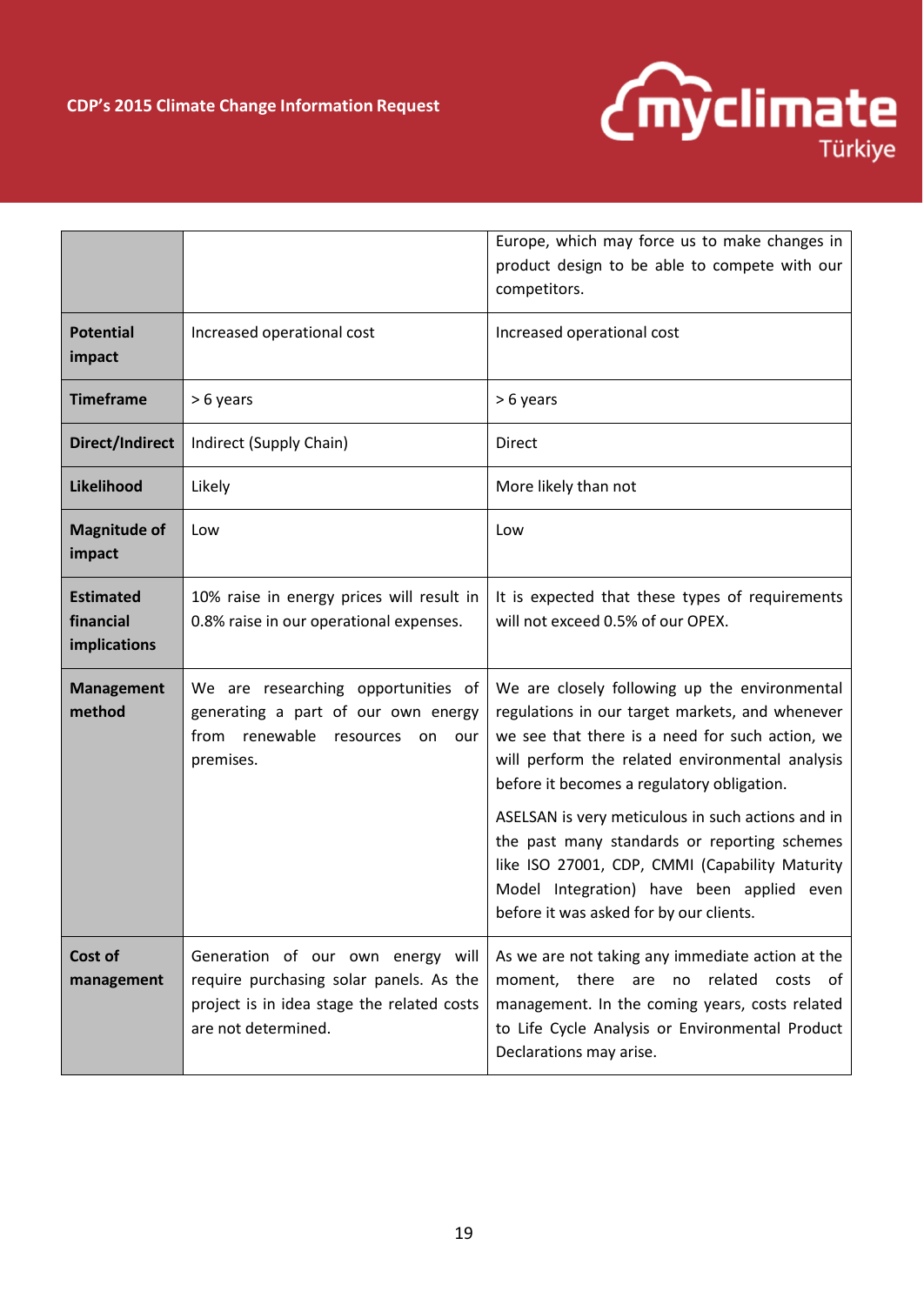| | | |
|---|---|---|
| | | Europe, which may force us to make changes in product design to be able to compete with our competitors. |
| **Potential impact** | Increased operational cost | Increased operational cost |
| **Timeframe** | > 6 years | > 6 years |
| **Direct/Indirect** | Indirect (Supply Chain) | Direct |
| **Likelihood** | Likely | More likely than not |
| **Magnitude of impact** | Low | Low |
| **Estimated financial implications** | 10% raise in energy prices will result in 0.8% raise in our operational expenses. | It is expected that these types of requirements will not exceed 0.5% of our OPEX. |
| **Management method** | We are researching opportunities of generating a part of our own energy from renewable resources on our premises. | We are closely following up the environmental regulations in our target markets, and whenever we see that there is a need for such action, we will perform the related environmental analysis before it becomes a regulatory obligation.<br><br>ASELSAN is very meticulous in such actions and in the past many standards or reporting schemes like ISO 27001, CDP, CMMI (Capability Maturity Model Integration) have been applied even before it was asked for by our clients. |
| **Cost of management** | Generation of our own energy will require purchasing solar panels. As the project is in idea stage the related costs are not determined. | As we are not taking any immediate action at the moment, there are no related costs of management. In the coming years, costs related to Life Cycle Analysis or Environmental Product Declarations may arise. |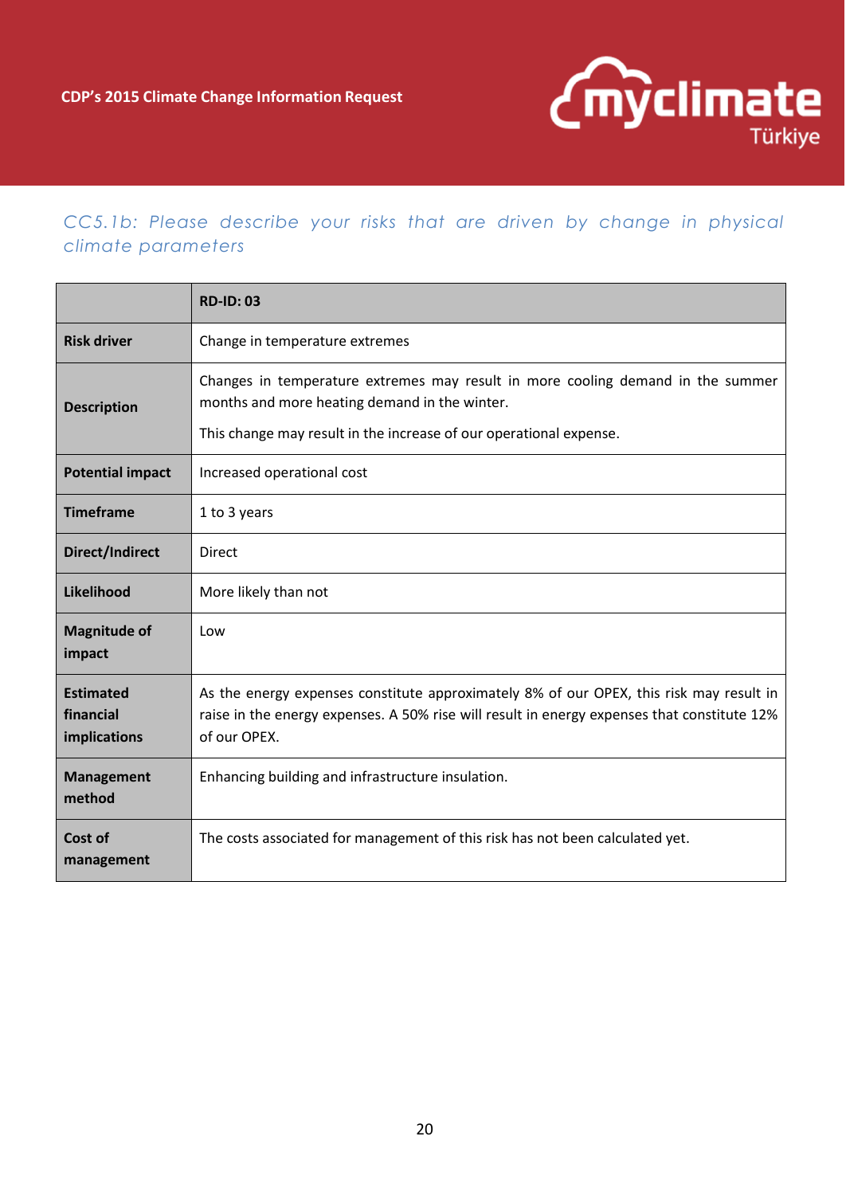*CC5.1b: Please describe your risks that are driven by change in physical climate parameters*

| | **RD-ID: 03** |
|---|---|
| **Risk driver** | Change in temperature extremes |
| **Description** | Changes in temperature extremes may result in more cooling demand in the summer months and more heating demand in the winter.<br><br>This change may result in the increase of our operational expense. |
| **Potential impact** | Increased operational cost |
| **Timeframe** | 1 to 3 years |
| **Direct/Indirect** | Direct |
| **Likelihood** | More likely than not |
| **Magnitude of impact** | Low |
| **Estimated financial implications** | As the energy expenses constitute approximately 8% of our OPEX, this risk may result in raise in the energy expenses. A 50% rise will result in energy expenses that constitute 12% of our OPEX. |
| **Management method** | Enhancing building and infrastructure insulation. |
| **Cost of management** | The costs associated for management of this risk has not been calculated yet. |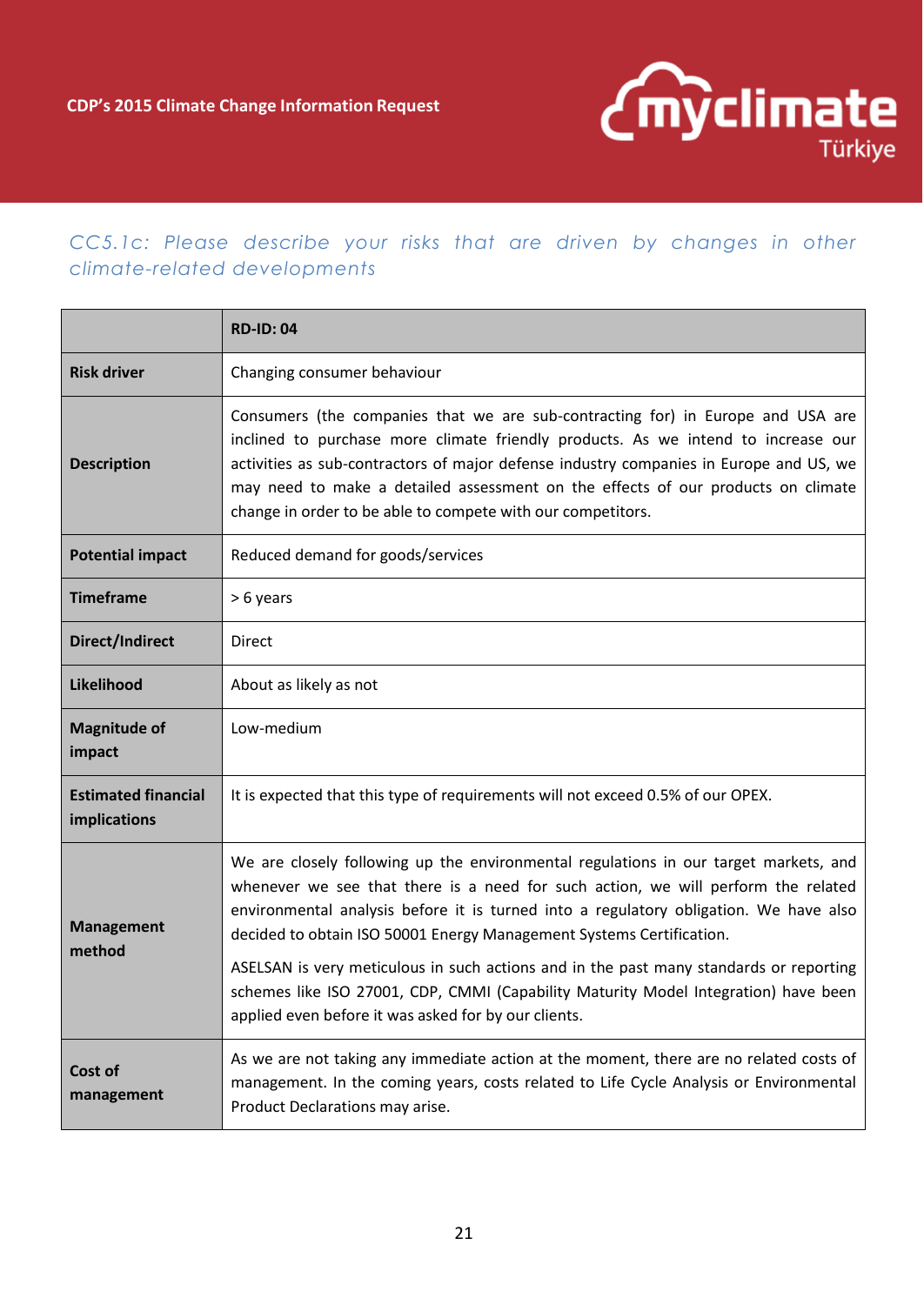*CC5.1c: Please describe your risks that are driven by changes in other climate-related developments*

| | RD-ID: 04 |
|---|---|
| **Risk driver** | Changing consumer behaviour |
| **Description** | Consumers (the companies that we are sub-contracting for) in Europe and USA are inclined to purchase more climate friendly products. As we intend to increase our activities as sub-contractors of major defense industry companies in Europe and US, we may need to make a detailed assessment on the effects of our products on climate change in order to be able to compete with our competitors. |
| **Potential impact** | Reduced demand for goods/services |
| **Timeframe** | > 6 years |
| **Direct/Indirect** | Direct |
| **Likelihood** | About as likely as not |
| **Magnitude of impact** | Low-medium |
| **Estimated financial implications** | It is expected that this type of requirements will not exceed 0.5% of our OPEX. |
| **Management method** | We are closely following up the environmental regulations in our target markets, and whenever we see that there is a need for such action, we will perform the related environmental analysis before it is turned into a regulatory obligation. We have also decided to obtain ISO 50001 Energy Management Systems Certification.<br><br>ASELSAN is very meticulous in such actions and in the past many standards or reporting schemes like ISO 27001, CDP, CMMI (Capability Maturity Model Integration) have been applied even before it was asked for by our clients. |
| **Cost of management** | As we are not taking any immediate action at the moment, there are no related costs of management. In the coming years, costs related to Life Cycle Analysis or Environmental Product Declarations may arise. |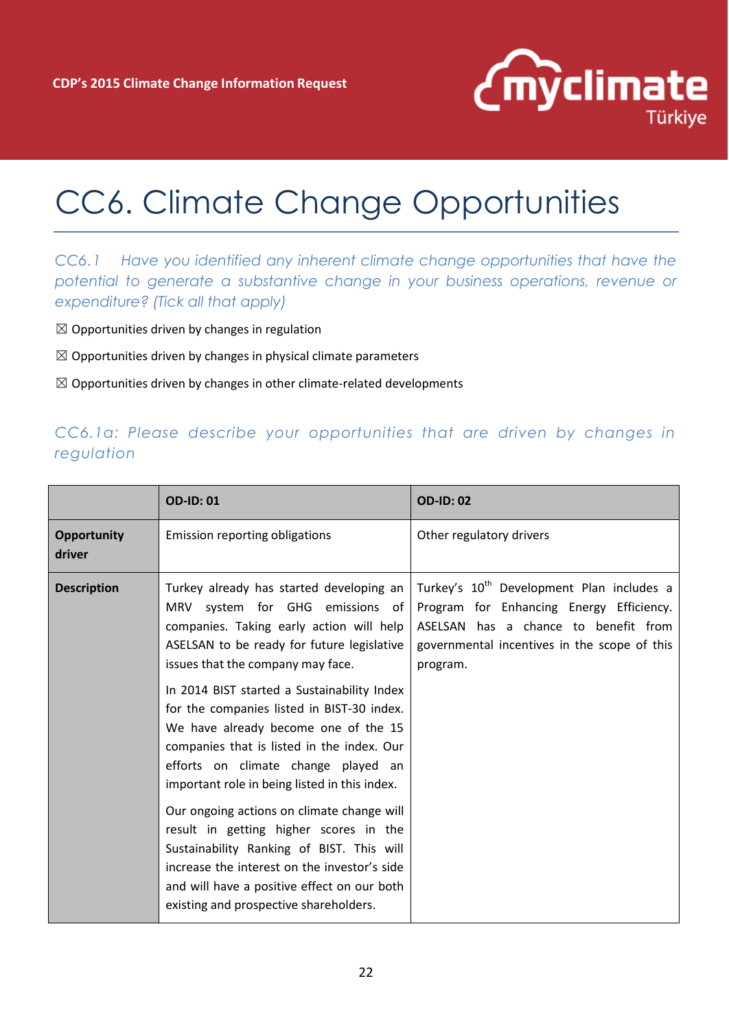# CC6. Climate Change Opportunities

*CC6.1 Have you identified any inherent climate change opportunities that have the potential to generate a substantive change in your business operations, revenue or expenditure? (Tick all that apply)*

☒ Opportunities driven by changes in regulation

☒ Opportunities driven by changes in physical climate parameters

☒ Opportunities driven by changes in other climate-related developments

### *CC6.1a: Please describe your opportunities that are driven by changes in regulation*

| | **OD-ID: 01** | **OD-ID: 02** |
|---|---|---|
| **Opportunity driver** | Emission reporting obligations | Other regulatory drivers |
| **Description** | Turkey already has started developing an MRV system for GHG emissions of companies. Taking early action will help ASELSAN to be ready for future legislative issues that the company may face.<br><br>In 2014 BIST started a Sustainability Index for the companies listed in BIST-30 index. We have already become one of the 15 companies that is listed in the index. Our efforts on climate change played an important role in being listed in this index.<br><br>Our ongoing actions on climate change will result in getting higher scores in the Sustainability Ranking of BIST. This will increase the interest on the investor's side and will have a positive effect on our both existing and prospective shareholders. | Turkey's 10th Development Plan includes a Program for Enhancing Energy Efficiency. ASELSAN has a chance to benefit from governmental incentives in the scope of this program. |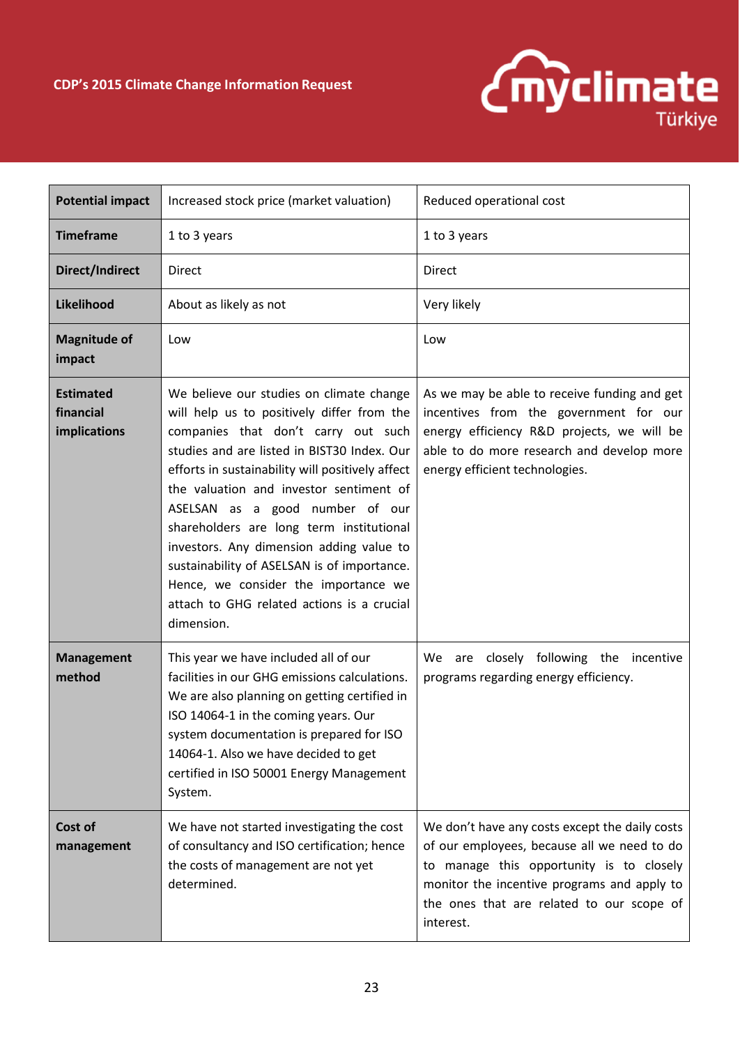| Potential impact | Increased stock price (market valuation) | Reduced operational cost |
|---|---|---|
| Timeframe | 1 to 3 years | 1 to 3 years |
| Direct/Indirect | Direct | Direct |
| Likelihood | About as likely as not | Very likely |
| Magnitude of impact | Low | Low |
| Estimated financial implications | We believe our studies on climate change will help us to positively differ from the companies that don't carry out such studies and are listed in BIST30 Index. Our efforts in sustainability will positively affect the valuation and investor sentiment of ASELSAN as a good number of our shareholders are long term institutional investors. Any dimension adding value to sustainability of ASELSAN is of importance. Hence, we consider the importance we attach to GHG related actions is a crucial dimension. | As we may be able to receive funding and get incentives from the government for our energy efficiency R&D projects, we will be able to do more research and develop more energy efficient technologies. |
| Management method | This year we have included all of our facilities in our GHG emissions calculations. We are also planning on getting certified in ISO 14064-1 in the coming years. Our system documentation is prepared for ISO 14064-1. Also we have decided to get certified in ISO 50001 Energy Management System. | We are closely following the incentive programs regarding energy efficiency. |
| Cost of management | We have not started investigating the cost of consultancy and ISO certification; hence the costs of management are not yet determined. | We don't have any costs except the daily costs of our employees, because all we need to do to manage this opportunity is to closely monitor the incentive programs and apply to the ones that are related to our scope of interest. |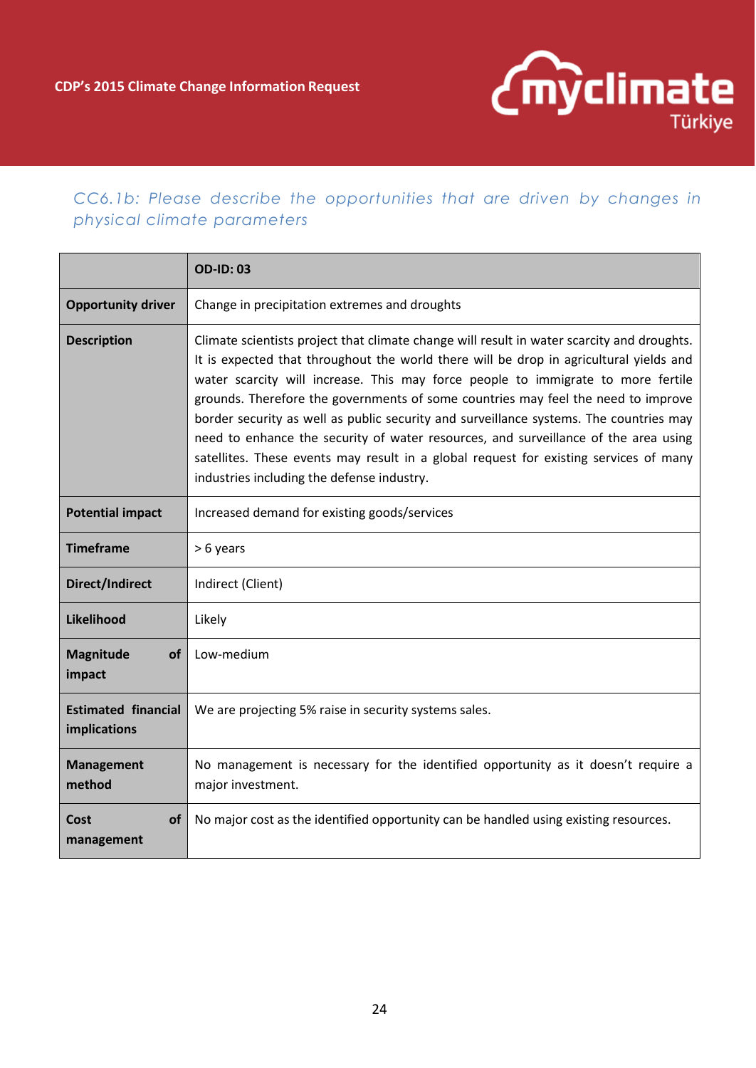### CC6.1b: Please describe the opportunities that are driven by changes in physical climate parameters

| | **OD-ID: 03** |
|---|---|
| **Opportunity driver** | Change in precipitation extremes and droughts |
| **Description** | Climate scientists project that climate change will result in water scarcity and droughts. It is expected that throughout the world there will be drop in agricultural yields and water scarcity will increase. This may force people to immigrate to more fertile grounds. Therefore the governments of some countries may feel the need to improve border security as well as public security and surveillance systems. The countries may need to enhance the security of water resources, and surveillance of the area using satellites. These events may result in a global request for existing services of many industries including the defense industry. |
| **Potential impact** | Increased demand for existing goods/services |
| **Timeframe** | > 6 years |
| **Direct/Indirect** | Indirect (Client) |
| **Likelihood** | Likely |
| **Magnitude of impact** | Low-medium |
| **Estimated financial implications** | We are projecting 5% raise in security systems sales. |
| **Management method** | No management is necessary for the identified opportunity as it doesn't require a major investment. |
| **Cost of management** | No major cost as the identified opportunity can be handled using existing resources. |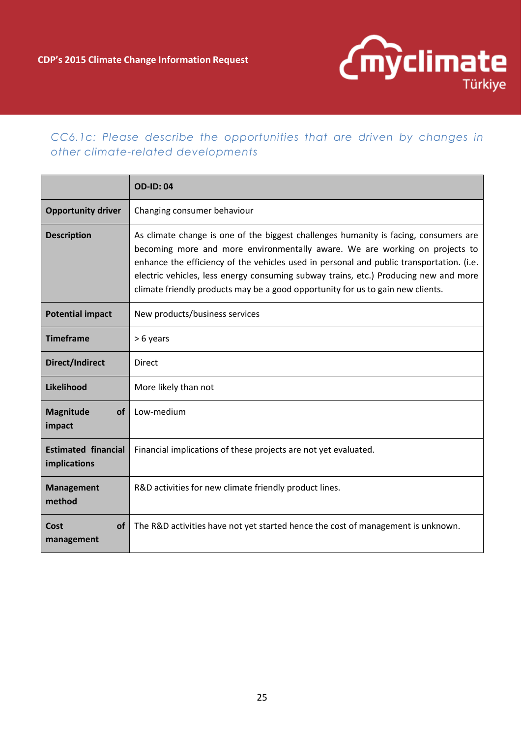*CC6.1c: Please describe the opportunities that are driven by changes in other climate-related developments*

| | **OD-ID: 04** |
|---|---|
| **Opportunity driver** | Changing consumer behaviour |
| **Description** | As climate change is one of the biggest challenges humanity is facing, consumers are becoming more and more environmentally aware. We are working on projects to enhance the efficiency of the vehicles used in personal and public transportation. (i.e. electric vehicles, less energy consuming subway trains, etc.) Producing new and more climate friendly products may be a good opportunity for us to gain new clients. |
| **Potential impact** | New products/business services |
| **Timeframe** | > 6 years |
| **Direct/Indirect** | Direct |
| **Likelihood** | More likely than not |
| **Magnitude of impact** | Low-medium |
| **Estimated financial implications** | Financial implications of these projects are not yet evaluated. |
| **Management method** | R&D activities for new climate friendly product lines. |
| **Cost of management** | The R&D activities have not yet started hence the cost of management is unknown. |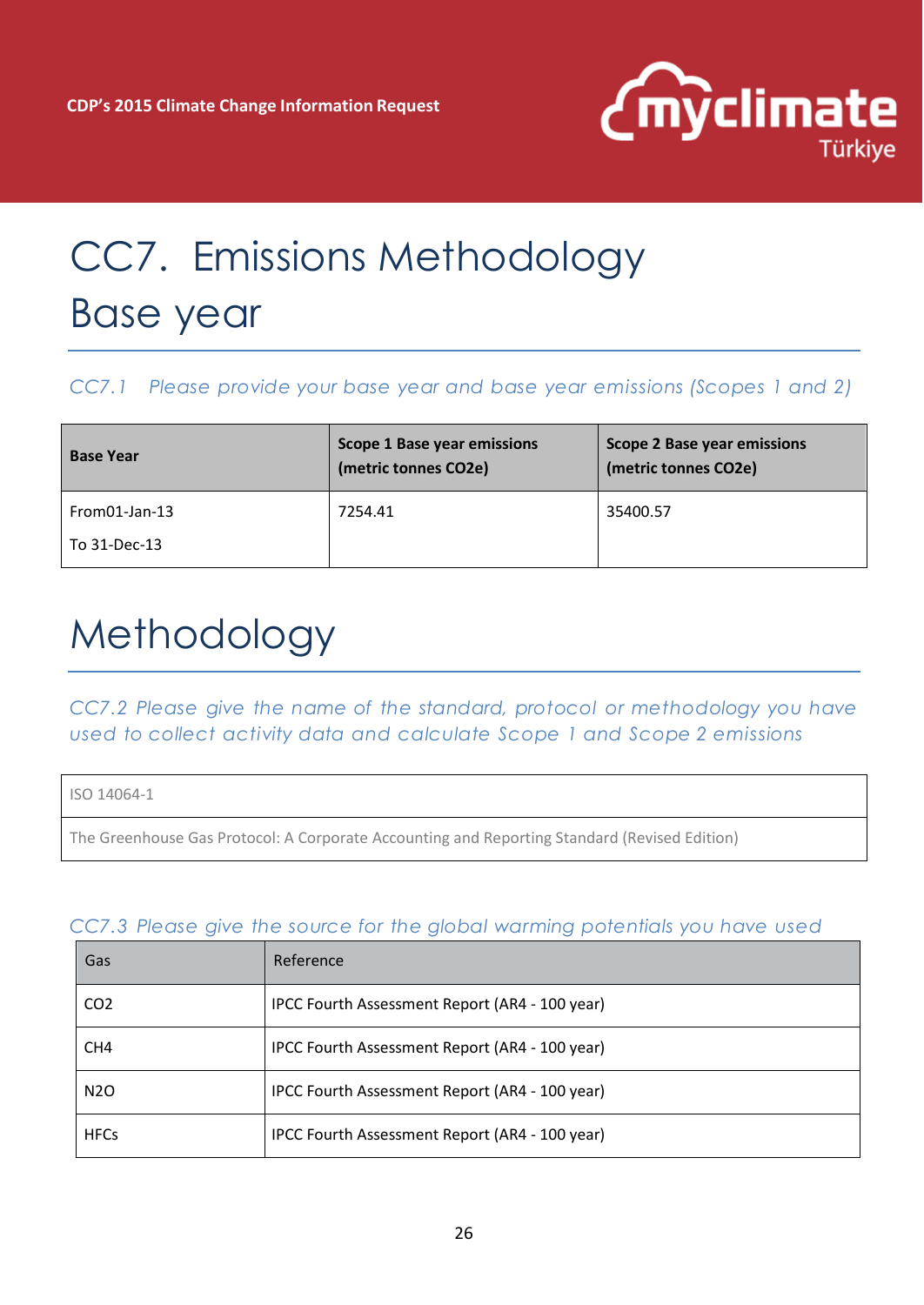# CC7. Emissions Methodology

## Base year

*CC7.1 Please provide your base year and base year emissions (Scopes 1 and 2)*

| Base Year | Scope 1 Base year emissions (metric tonnes CO2e) | Scope 2 Base year emissions (metric tonnes CO2e) |
|---|---|---|
| From01-Jan-13 To 31-Dec-13 | 7254.41 | 35400.57 |

## Methodology

*CC7.2 Please give the name of the standard, protocol or methodology you have used to collect activity data and calculate Scope 1 and Scope 2 emissions*

| ISO 14064-1 |
|---|
| The Greenhouse Gas Protocol: A Corporate Accounting and Reporting Standard (Revised Edition) |

*CC7.3 Please give the source for the global warming potentials you have used*

| Gas | Reference |
|---|---|
| $CO_2$ | IPCC Fourth Assessment Report (AR4 - 100 year) |
| $CH_4$ | IPCC Fourth Assessment Report (AR4 - 100 year) |
| $N_2O$ | IPCC Fourth Assessment Report (AR4 - 100 year) |
| HFCs | IPCC Fourth Assessment Report (AR4 - 100 year) |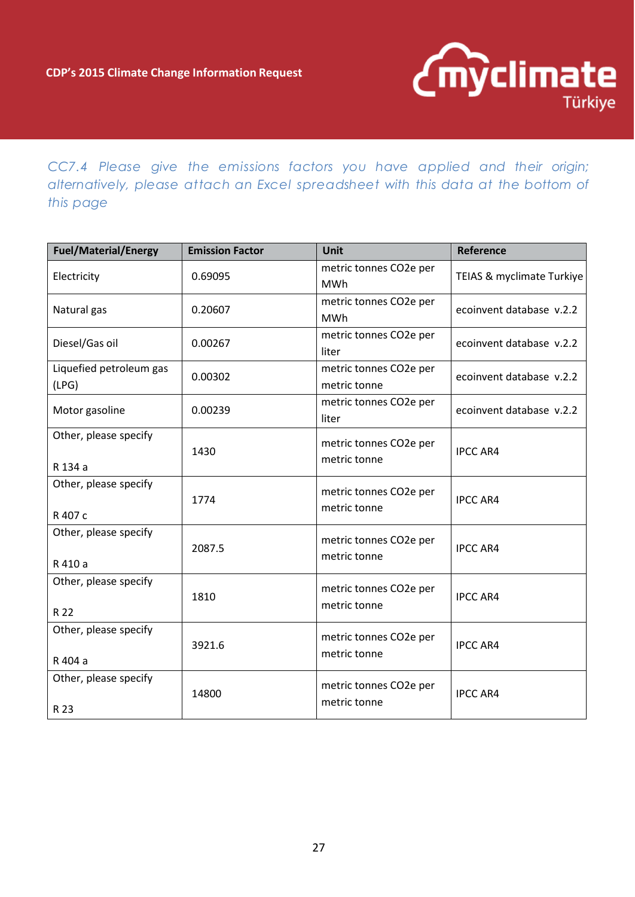*CC7.4 Please give the emissions factors you have applied and their origin; alternatively, please attach an Excel spreadsheet with this data at the bottom of this page*

| Fuel/Material/Energy | Emission Factor | Unit | Reference |
|---|---|---|---|
| Electricity | 0.69095 | metric tonnes CO2e per MWh | TEIAS & myclimate Turkiye |
| Natural gas | 0.20607 | metric tonnes CO2e per MWh | ecoinvent database v.2.2 |
| Diesel/Gas oil | 0.00267 | metric tonnes CO2e per liter | ecoinvent database v.2.2 |
| Liquefied petroleum gas (LPG) | 0.00302 | metric tonnes CO2e per metric tonne | ecoinvent database v.2.2 |
| Motor gasoline | 0.00239 | metric tonnes CO2e per liter | ecoinvent database v.2.2 |
| Other, please specify<br><br>R 134 a | 1430 | metric tonnes CO2e per metric tonne | IPCC AR4 |
| Other, please specify<br><br>R 407 c | 1774 | metric tonnes CO2e per metric tonne | IPCC AR4 |
| Other, please specify<br><br>R 410 a | 2087.5 | metric tonnes CO2e per metric tonne | IPCC AR4 |
| Other, please specify<br><br>R 22 | 1810 | metric tonnes CO2e per metric tonne | IPCC AR4 |
| Other, please specify<br><br>R 404 a | 3921.6 | metric tonnes CO2e per metric tonne | IPCC AR4 |
| Other, please specify<br><br>R 23 | 14800 | metric tonnes CO2e per metric tonne | IPCC AR4 |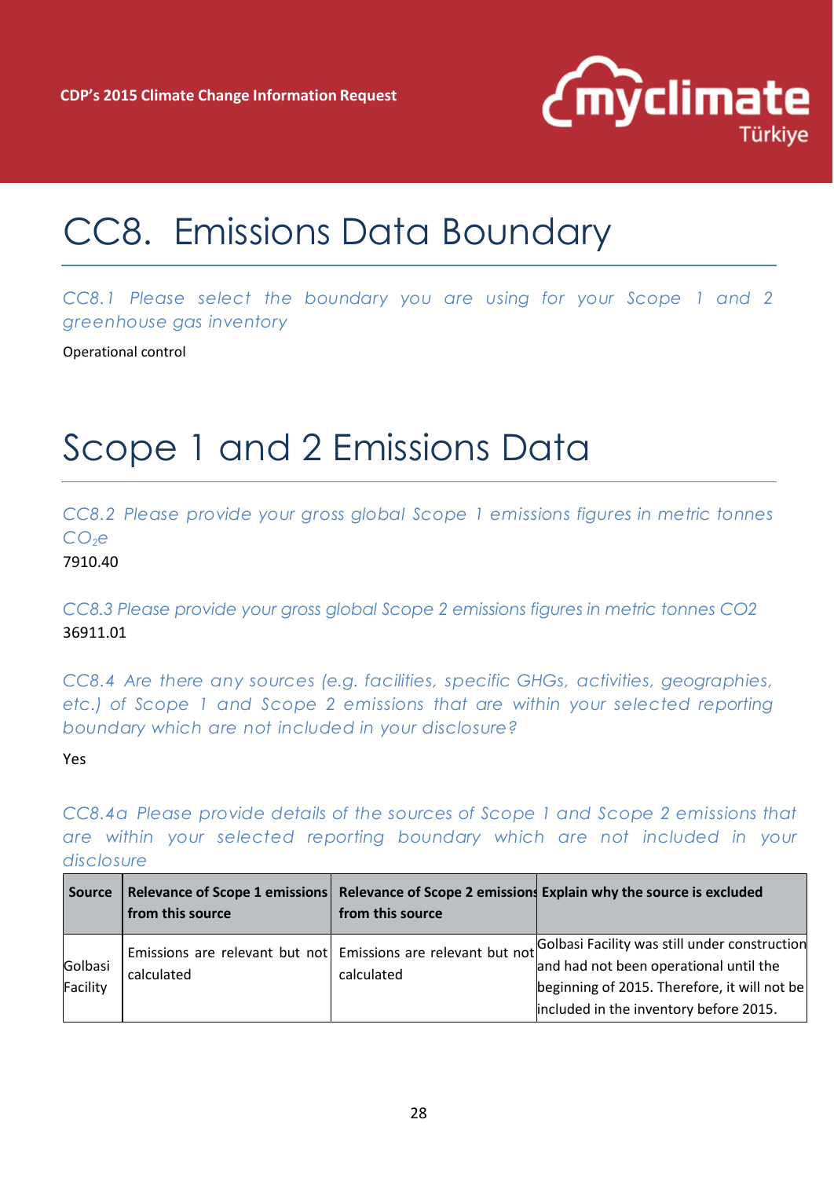# CC8. Emissions Data Boundary

*CC8.1 Please select the boundary you are using for your Scope 1 and 2 greenhouse gas inventory*

Operational control

# Scope 1 and 2 Emissions Data

*CC8.2 Please provide your gross global Scope 1 emissions figures in metric tonnes $CO_2e$*

7910.40

*CC8.3 Please provide your gross global Scope 2 emissions figures in metric tonnes CO2*

36911.01

*CC8.4 Are there any sources (e.g. facilities, specific GHGs, activities, geographies, etc.) of Scope 1 and Scope 2 emissions that are within your selected reporting boundary which are not included in your disclosure?*

Yes

*CC8.4a Please provide details of the sources of Scope 1 and Scope 2 emissions that are within your selected reporting boundary which are not included in your disclosure*

| Source | Relevance of Scope 1 emissions from this source | Relevance of Scope 2 emissions from this source | Explain why the source is excluded |
|---|---|---|---|
| Golbasi Facility | Emissions are relevant but not calculated | Emissions are relevant but not calculated | Golbasi Facility was still under construction and had not been operational until the beginning of 2015. Therefore, it will not be included in the inventory before 2015. |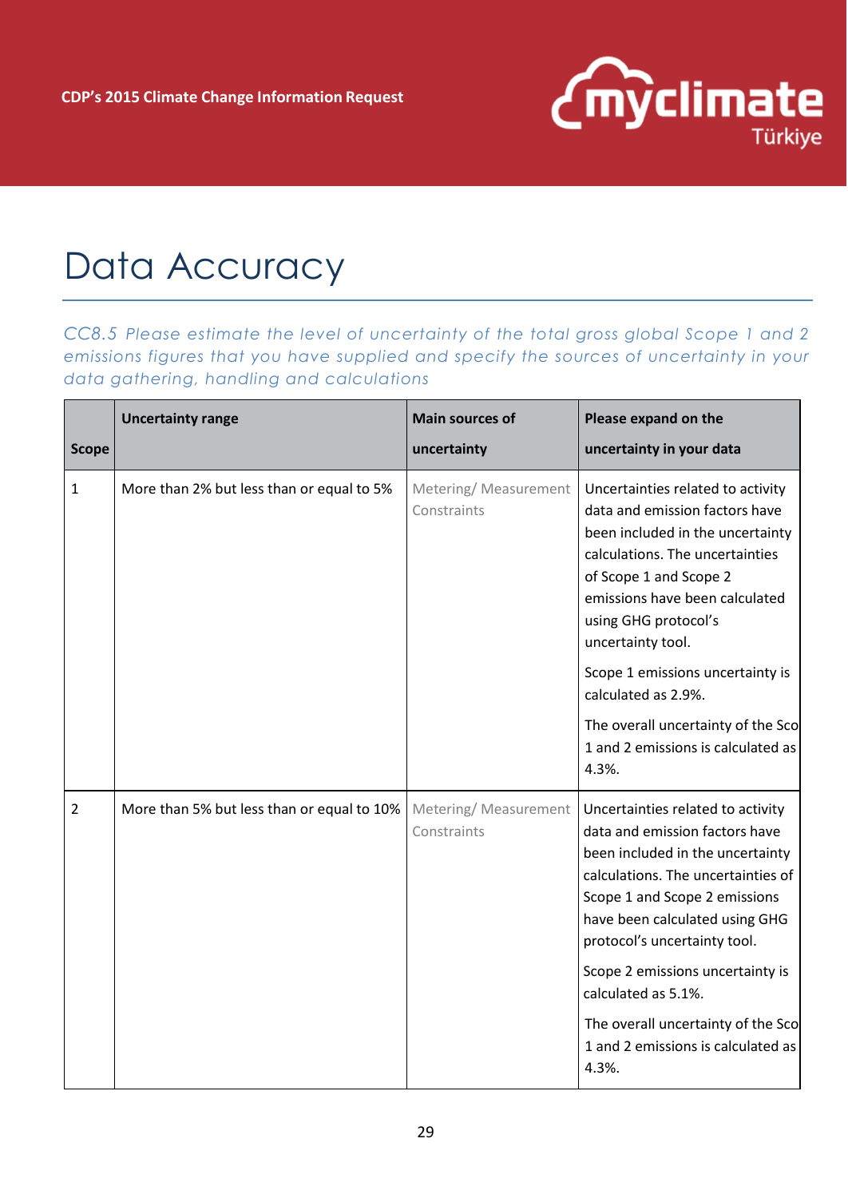# Data Accuracy

*CC8.5 Please estimate the level of uncertainty of the total gross global Scope 1 and 2 emissions figures that you have supplied and specify the sources of uncertainty in your data gathering, handling and calculations*

| Scope | Uncertainty range | Main sources of uncertainty | Please expand on the uncertainty in your data |
|---|---|---|---|
| 1 | More than 2% but less than or equal to 5% | Metering/ Measurement Constraints | Uncertainties related to activity data and emission factors have been included in the uncertainty calculations. The uncertainties of Scope 1 and Scope 2 emissions have been calculated using GHG protocol's uncertainty tool. Scope 1 emissions uncertainty is calculated as 2.9%. The overall uncertainty of the Sco 1 and 2 emissions is calculated as 4.3%. |
| 2 | More than 5% but less than or equal to 10% | Metering/ Measurement Constraints | Uncertainties related to activity data and emission factors have been included in the uncertainty calculations. The uncertainties of Scope 1 and Scope 2 emissions have been calculated using GHG protocol's uncertainty tool. Scope 2 emissions uncertainty is calculated as 5.1%. The overall uncertainty of the Sco 1 and 2 emissions is calculated as 4.3%. |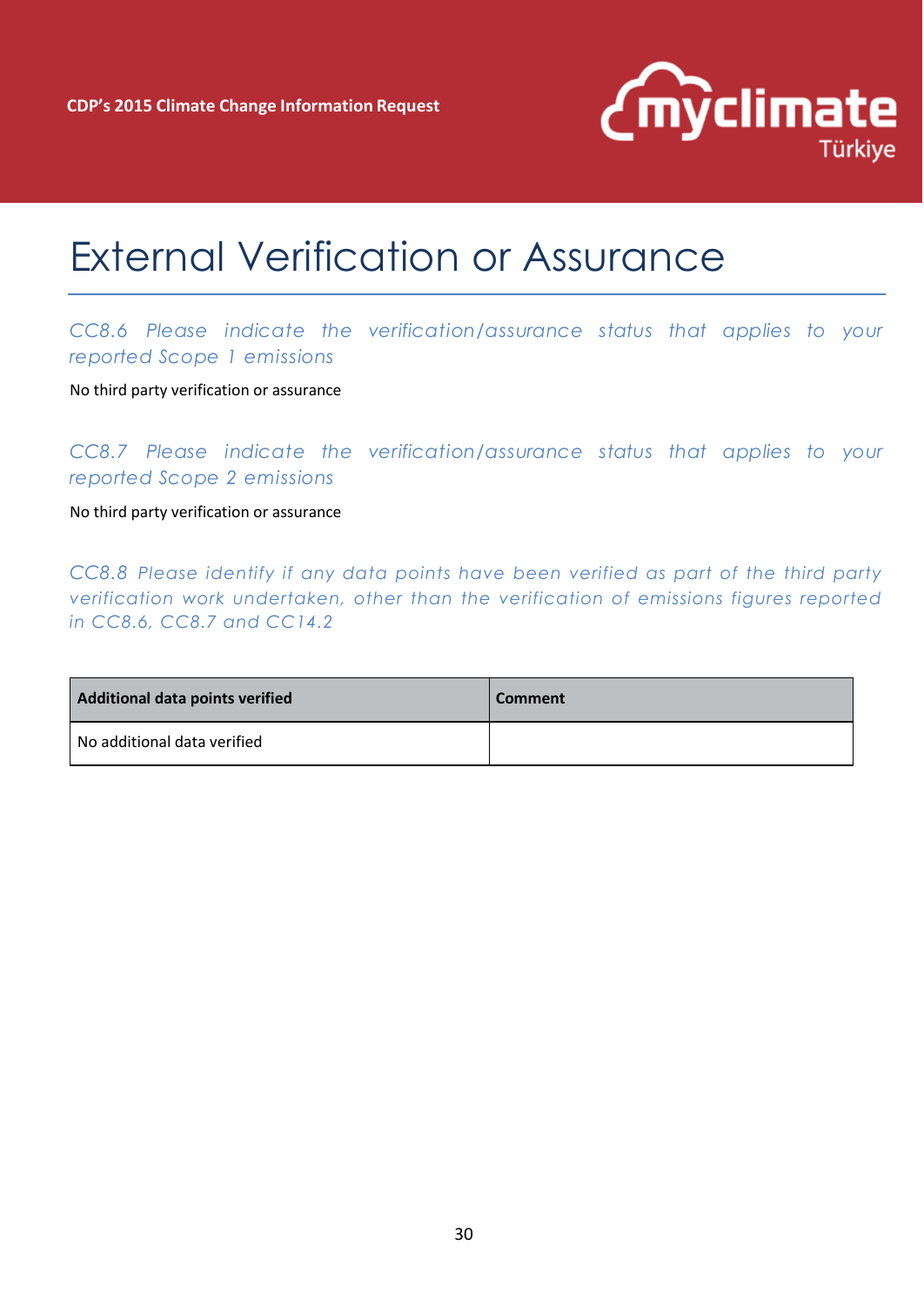# External Verification or Assurance

*CC8.6 Please indicate the verification/assurance status that applies to your reported Scope 1 emissions*

No third party verification or assurance

*CC8.7 Please indicate the verification/assurance status that applies to your reported Scope 2 emissions*

No third party verification or assurance

*CC8.8 Please identify if any data points have been verified as part of the third party verification work undertaken, other than the verification of emissions figures reported in CC8.6, CC8.7 and CC14.2*

| Additional data points verified | Comment |
|---|---|
| No additional data verified | |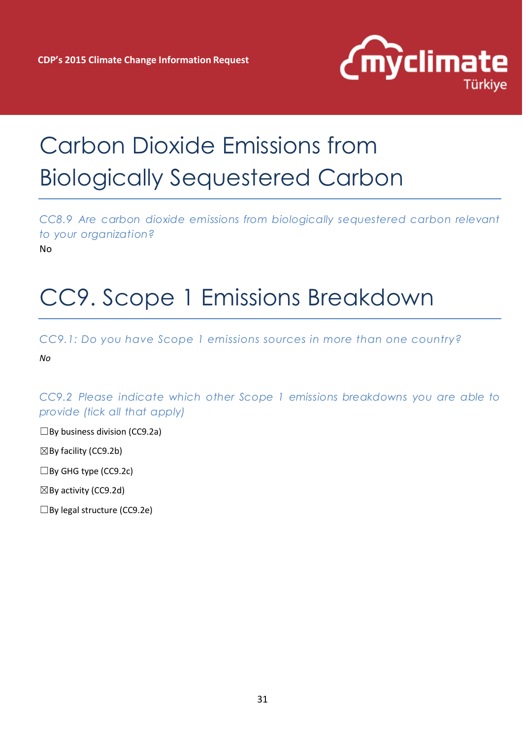# Carbon Dioxide Emissions from Biologically Sequestered Carbon

*CC8.9 Are carbon dioxide emissions from biologically sequestered carbon relevant to your organization?*

No

# CC9. Scope 1 Emissions Breakdown

*CC9.1: Do you have Scope 1 emissions sources in more than one country?*

*No*

*CC9.2 Please indicate which other Scope 1 emissions breakdowns you are able to provide (tick all that apply)*

☐By business division (CC9.2a)

☒By facility (CC9.2b)

☐By GHG type (CC9.2c)

☒By activity (CC9.2d)

☐By legal structure (CC9.2e)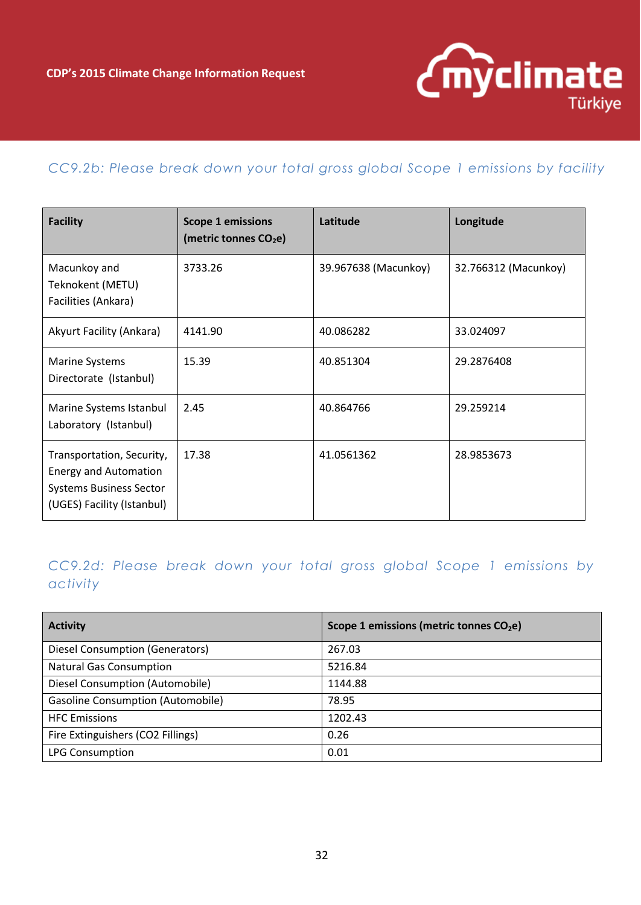### CC9.2b: Please break down your total gross global Scope 1 emissions by facility

| Facility | Scope 1 emissions (metric tonnes $CO_2e$) | Latitude | Longitude |
|---|---|---|---|
| Macunkoy and Teknokent (METU) Facilities (Ankara) | 3733.26 | 39.967638 (Macunkoy) | 32.766312 (Macunkoy) |
| Akyurt Facility (Ankara) | 4141.90 | 40.086282 | 33.024097 |
| Marine Systems Directorate (Istanbul) | 15.39 | 40.851304 | 29.2876408 |
| Marine Systems Istanbul Laboratory (Istanbul) | 2.45 | 40.864766 | 29.259214 |
| Transportation, Security, Energy and Automation Systems Business Sector (UGES) Facility (Istanbul) | 17.38 | 41.0561362 | 28.9853673 |

### CC9.2d: Please break down your total gross global Scope 1 emissions by activity

| Activity | Scope 1 emissions (metric tonnes $CO_2e$) |
|---|---|
| Diesel Consumption (Generators) | 267.03 |
| Natural Gas Consumption | 5216.84 |
| Diesel Consumption (Automobile) | 1144.88 |
| Gasoline Consumption (Automobile) | 78.95 |
| HFC Emissions | 1202.43 |
| Fire Extinguishers (CO2 Fillings) | 0.26 |
| LPG Consumption | 0.01 |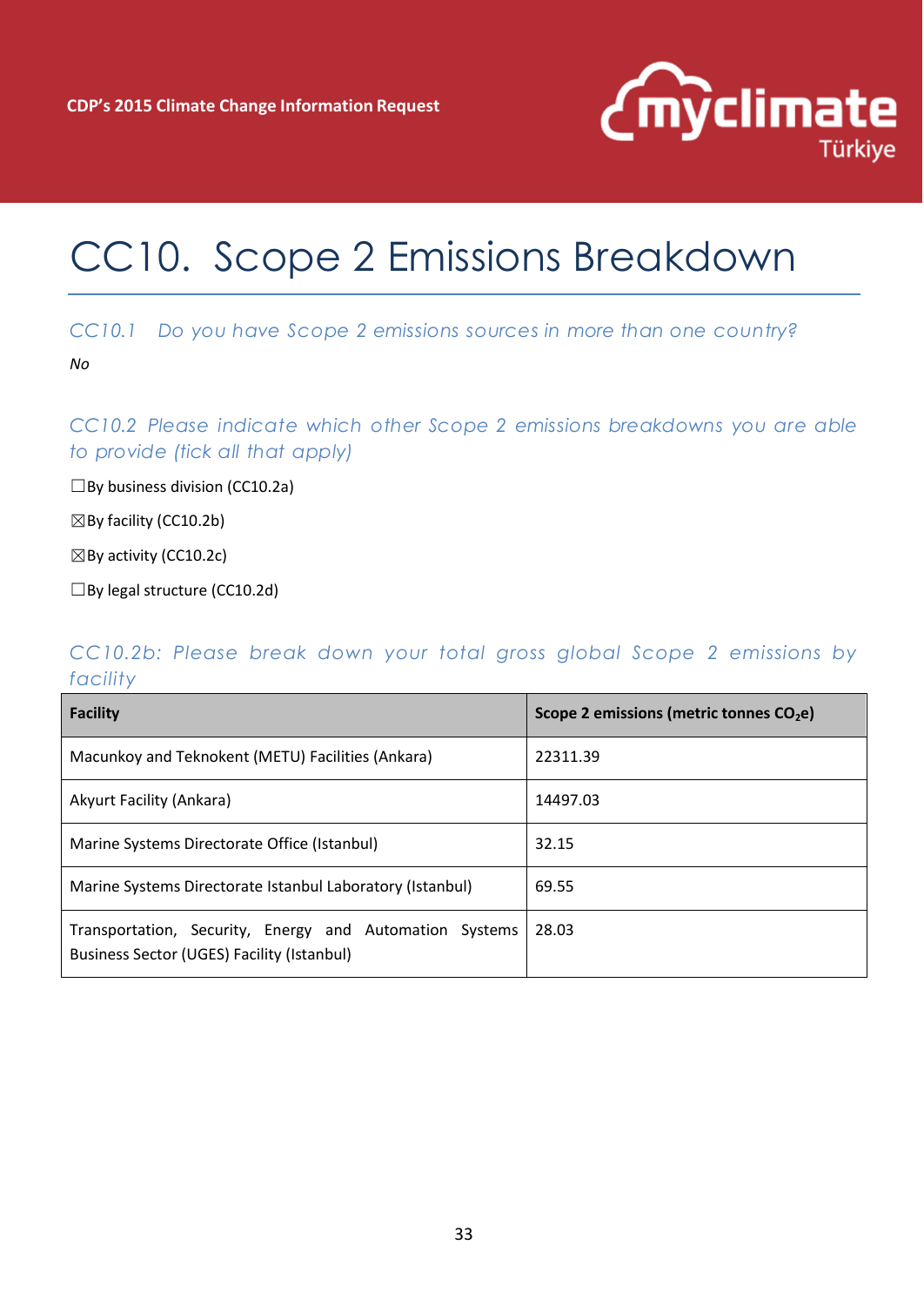# CC10. Scope 2 Emissions Breakdown

## CC10.1 Do you have Scope 2 emissions sources in more than one country?

*No*

## CC10.2 Please indicate which other Scope 2 emissions breakdowns you are able to provide (tick all that apply)

☐By business division (CC10.2a)

☒By facility (CC10.2b)

☒By activity (CC10.2c)

☐By legal structure (CC10.2d)

## CC10.2b: Please break down your total gross global Scope 2 emissions by facility

| Facility | Scope 2 emissions (metric tonnes $CO_2e$) |
|---|---|
| Macunkoy and Teknokent (METU) Facilities (Ankara) | 22311.39 |
| Akyurt Facility (Ankara) | 14497.03 |
| Marine Systems Directorate Office (Istanbul) | 32.15 |
| Marine Systems Directorate Istanbul Laboratory (Istanbul) | 69.55 |
| Transportation, Security, Energy and Automation Systems Business Sector (UGES) Facility (Istanbul) | 28.03 |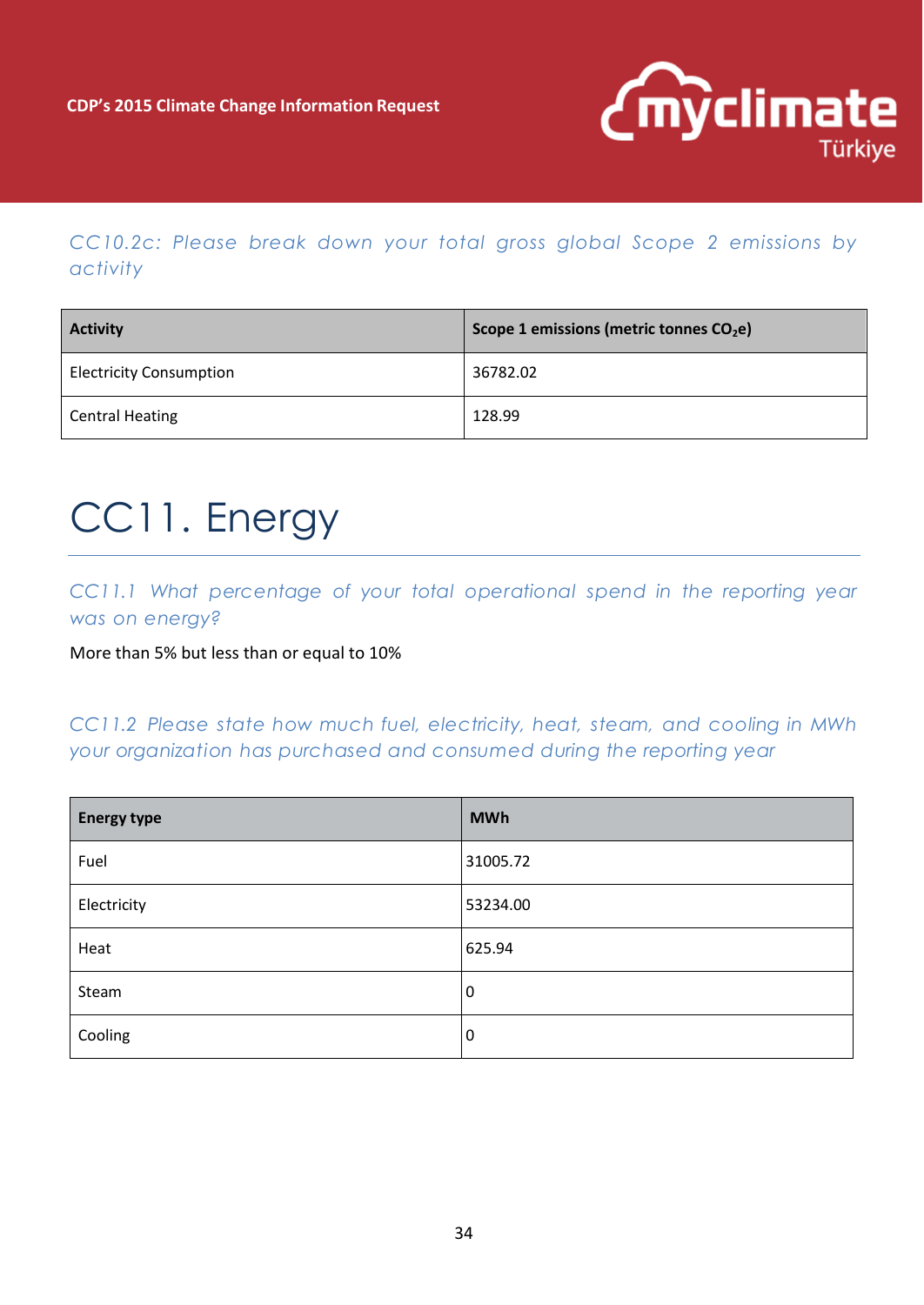*CC10.2c: Please break down your total gross global Scope 2 emissions by activity*

| Activity | Scope 1 emissions (metric tonnes $CO_2e$) |
| --- | --- |
| Electricity Consumption | 36782.02 |
| Central Heating | 128.99 |

# CC11. Energy

*CC11.1 What percentage of your total operational spend in the reporting year was on energy?*

More than 5% but less than or equal to 10%

*CC11.2 Please state how much fuel, electricity, heat, steam, and cooling in MWh your organization has purchased and consumed during the reporting year*

| Energy type | MWh |
| --- | --- |
| Fuel | 31005.72 |
| Electricity | 53234.00 |
| Heat | 625.94 |
| Steam | 0 |
| Cooling | 0 |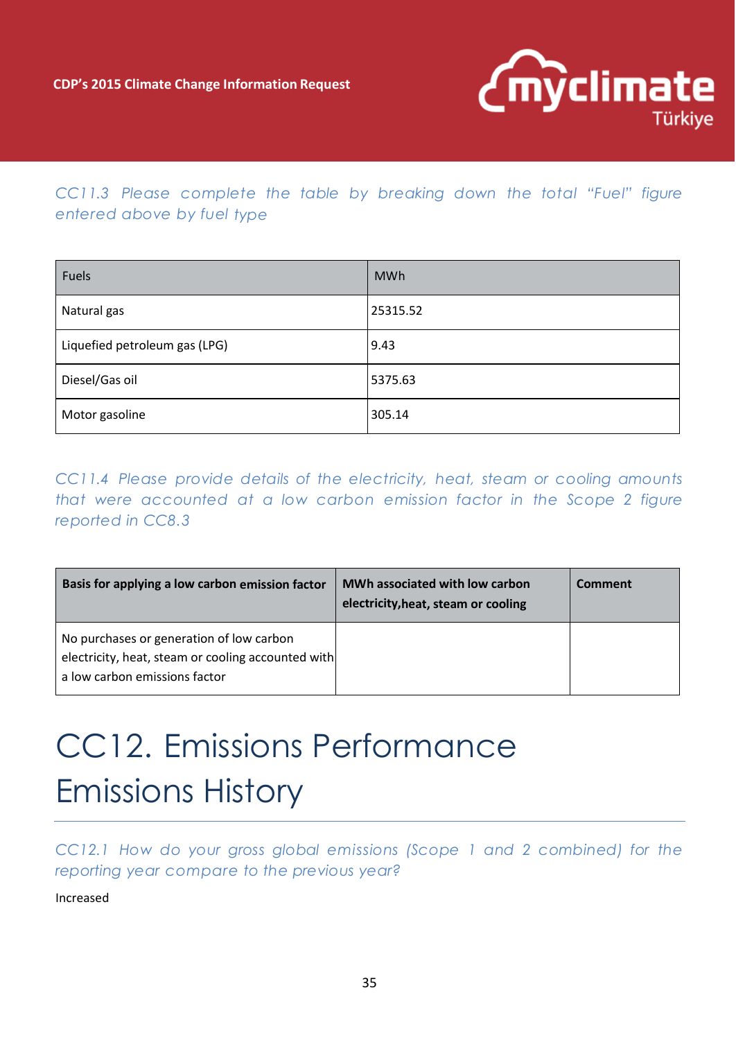*CC11.3 Please complete the table by breaking down the total "Fuel" figure entered above by fuel type*

| Fuels | MWh |
|---|---|
| Natural gas | 25315.52 |
| Liquefied petroleum gas (LPG) | 9.43 |
| Diesel/Gas oil | 5375.63 |
| Motor gasoline | 305.14 |

*CC11.4 Please provide details of the electricity, heat, steam or cooling amounts that were accounted at a low carbon emission factor in the Scope 2 figure reported in CC8.3*

| Basis for applying a low carbon emission factor | MWh associated with low carbon electricity,heat, steam or cooling | Comment |
|---|---|---|
| No purchases or generation of low carbon electricity, heat, steam or cooling accounted with a low carbon emissions factor | | |

# CC12. Emissions Performance

## Emissions History

*CC12.1 How do your gross global emissions (Scope 1 and 2 combined) for the reporting year compare to the previous year?*

Increased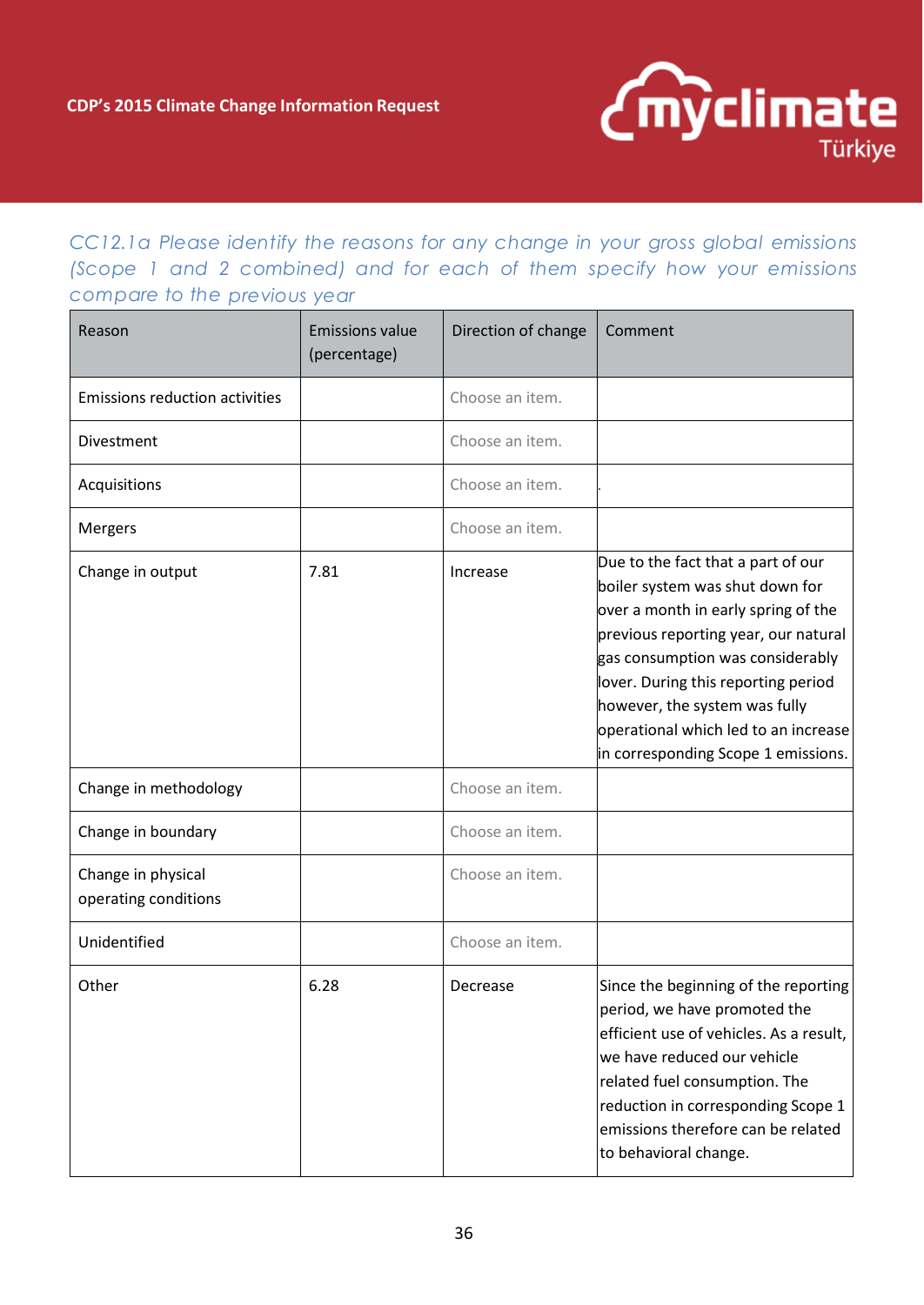*CC12.1a Please identify the reasons for any change in your gross global emissions (Scope 1 and 2 combined) and for each of them specify how your emissions compare to the previous year*

| Reason | Emissions value (percentage) | Direction of change | Comment |
|---|---|---|---|
| Emissions reduction activities | | Choose an item. | |
| Divestment | | Choose an item. | |
| Acquisitions | | Choose an item. | . |
| Mergers | | Choose an item. | |
| Change in output | 7.81 | Increase | Due to the fact that a part of our boiler system was shut down for over a month in early spring of the previous reporting year, our natural gas consumption was considerably lover. During this reporting period however, the system was fully operational which led to an increase in corresponding Scope 1 emissions. |
| Change in methodology | | Choose an item. | |
| Change in boundary | | Choose an item. | |
| Change in physical operating conditions | | Choose an item. | |
| Unidentified | | Choose an item. | |
| Other | 6.28 | Decrease | Since the beginning of the reporting period, we have promoted the efficient use of vehicles. As a result, we have reduced our vehicle related fuel consumption. The reduction in corresponding Scope 1 emissions therefore can be related to behavioral change. |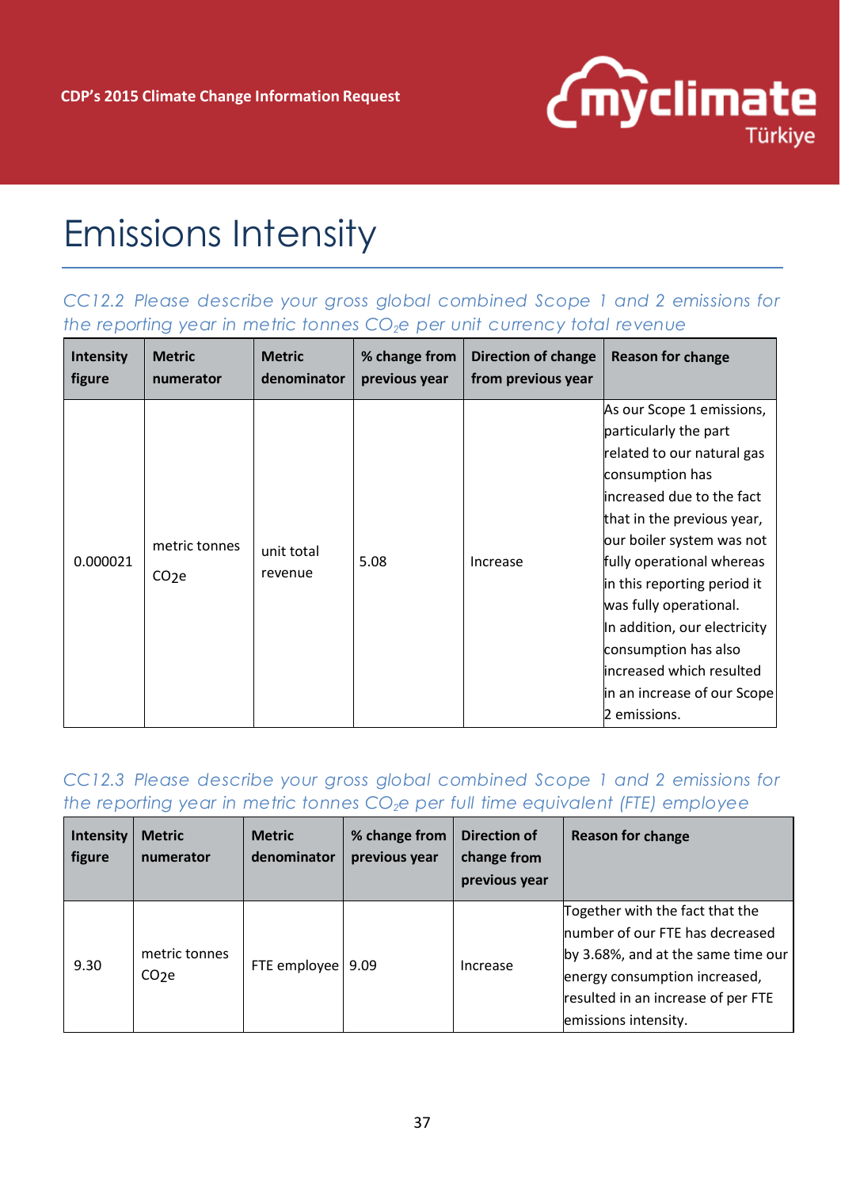# Emissions Intensity

## CC12.2 Please describe your gross global combined Scope 1 and 2 emissions for the reporting year in metric tonnes $CO_2e$ per unit currency total revenue

| Intensity figure | Metric numerator | Metric denominator | % change from previous year | Direction of change from previous year | Reason for change |
|---|---|---|---|---|---|
| 0.000021 | metric tonnes $CO_2e$ | unit total revenue | 5.08 | Increase | As our Scope 1 emissions, particularly the part related to our natural gas consumption has increased due to the fact that in the previous year, our boiler system was not fully operational whereas in this reporting period it was fully operational. In addition, our electricity consumption has also increased which resulted in an increase of our Scope 2 emissions. |

## CC12.3 Please describe your gross global combined Scope 1 and 2 emissions for the reporting year in metric tonnes $CO_2e$ per full time equivalent (FTE) employee

| Intensity figure | Metric numerator | Metric denominator | % change from previous year | Direction of change from previous year | Reason for change |
|---|---|---|---|---|---|
| 9.30 | metric tonnes $CO_2e$ | FTE employee | 9.09 | Increase | Together with the fact that the number of our FTE has decreased by 3.68%, and at the same time our energy consumption increased, resulted in an increase of per FTE emissions intensity. |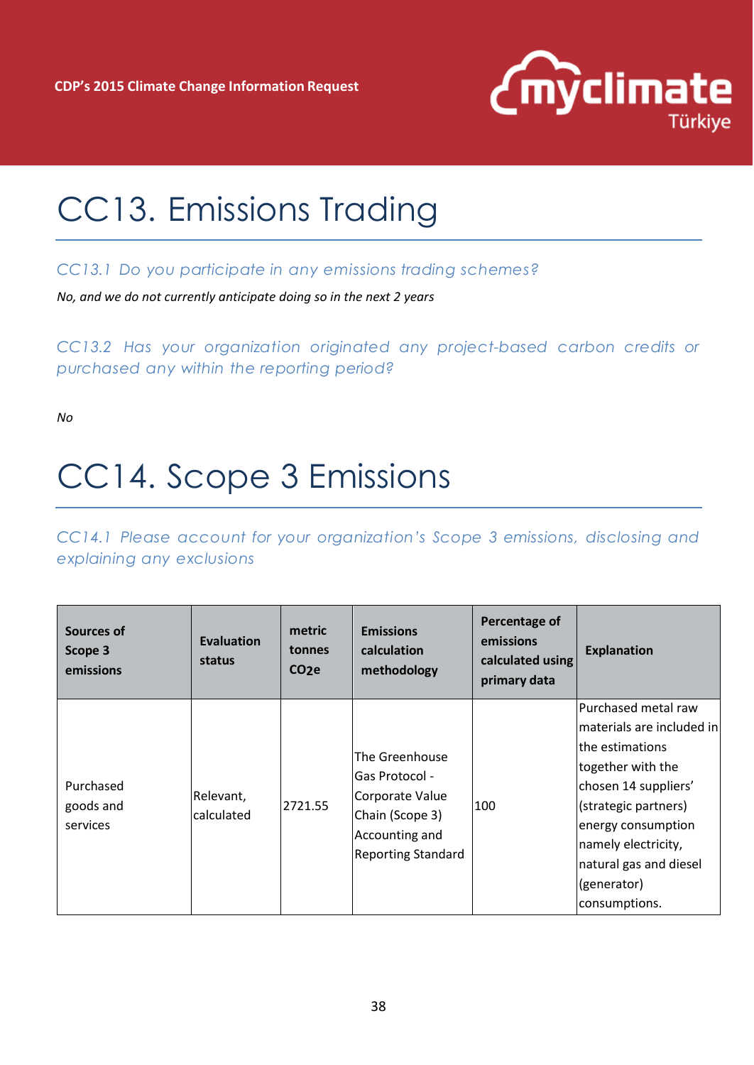# CC13. Emissions Trading

*CC13.1 Do you participate in any emissions trading schemes?*

*No, and we do not currently anticipate doing so in the next 2 years*

*CC13.2 Has your organization originated any project-based carbon credits or purchased any within the reporting period?*

*No*

# CC14. Scope 3 Emissions

*CC14.1 Please account for your organization's Scope 3 emissions, disclosing and explaining any exclusions*

| Sources of Scope 3 emissions | Evaluation status | metric tonnes $CO_2e$ | Emissions calculation methodology | Percentage of emissions calculated using primary data | Explanation |
|---|---|---|---|---|---|
| Purchased goods and services | Relevant, calculated | 2721.55 | The Greenhouse Gas Protocol - Corporate Value Chain (Scope 3) Accounting and Reporting Standard | 100 | Purchased metal raw materials are included in the estimations together with the chosen 14 suppliers' (strategic partners) energy consumption namely electricity, natural gas and diesel (generator) consumptions. |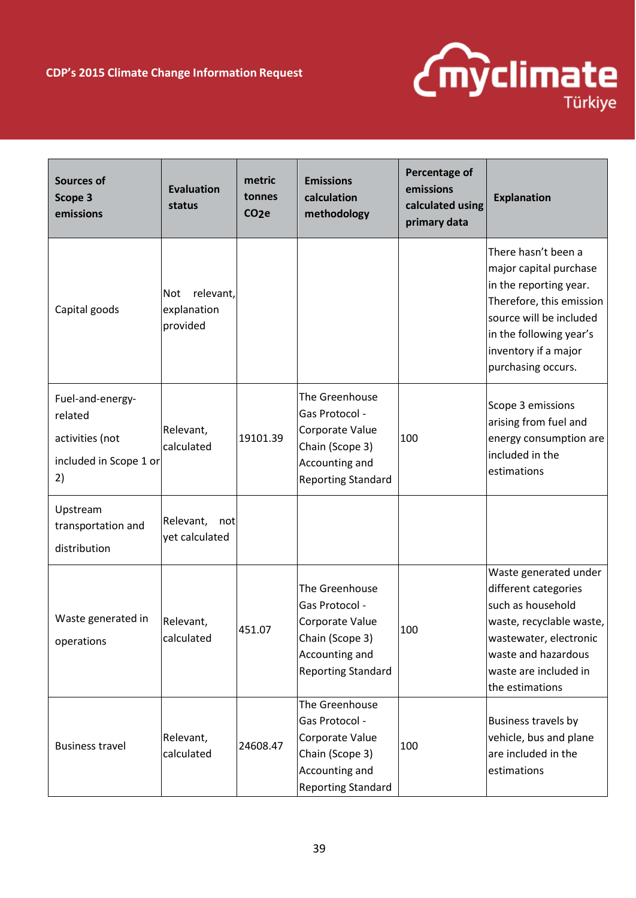| Sources of Scope 3 emissions | Evaluation status | metric tonnes $CO_2e$ | Emissions calculation methodology | Percentage of emissions calculated using primary data | Explanation |
|---|---|---|---|---|---|
| Capital goods | Not relevant, explanation provided | | | | There hasn't been a major capital purchase in the reporting year. Therefore, this emission source will be included in the following year's inventory if a major purchasing occurs. |
| Fuel-and-energy-related activities (not included in Scope 1 or 2) | Relevant, calculated | 19101.39 | The Greenhouse Gas Protocol - Corporate Value Chain (Scope 3) Accounting and Reporting Standard | 100 | Scope 3 emissions arising from fuel and energy consumption are included in the estimations |
| Upstream transportation and distribution | Relevant, not yet calculated | | | | |
| Waste generated in operations | Relevant, calculated | 451.07 | The Greenhouse Gas Protocol - Corporate Value Chain (Scope 3) Accounting and Reporting Standard | 100 | Waste generated under different categories such as household waste, recyclable waste, wastewater, electronic waste and hazardous waste are included in the estimations |
| Business travel | Relevant, calculated | 24608.47 | The Greenhouse Gas Protocol - Corporate Value Chain (Scope 3) Accounting and Reporting Standard | 100 | Business travels by vehicle, bus and plane are included in the estimations |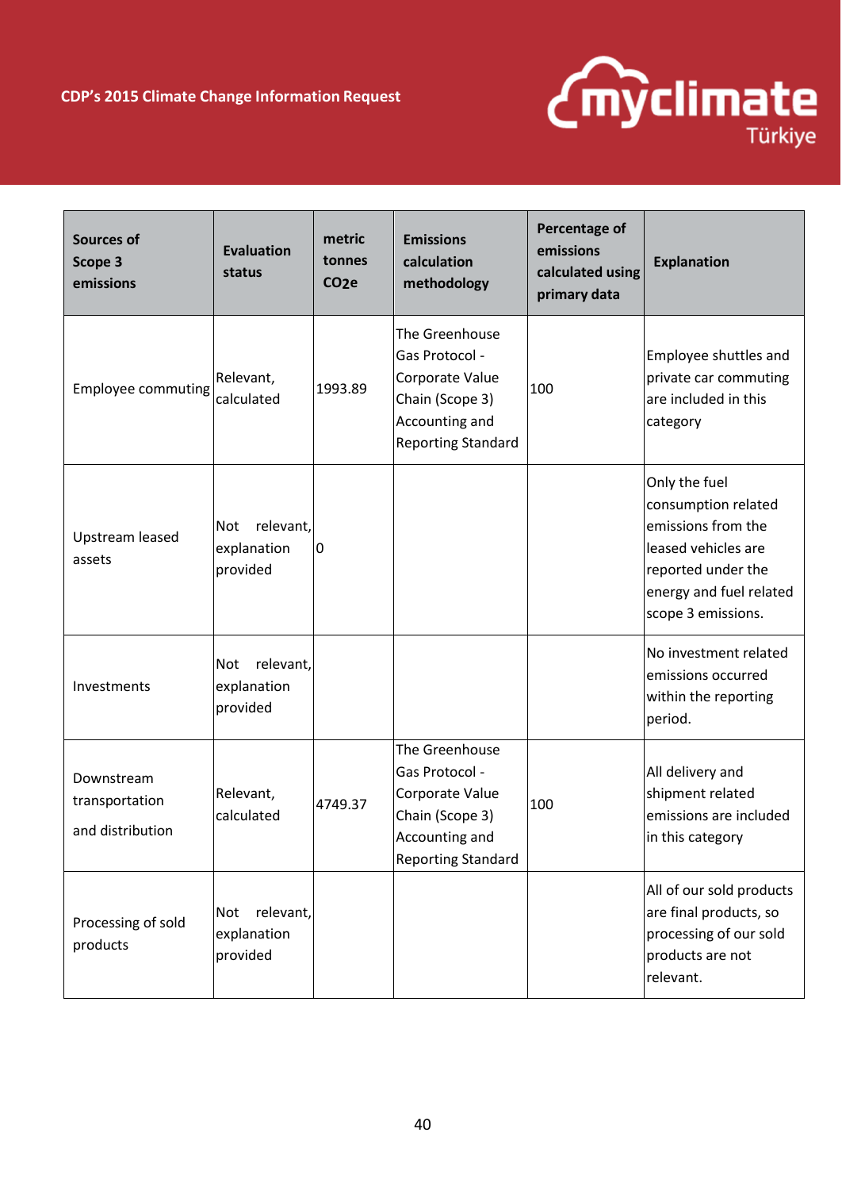| Sources of Scope 3 emissions | Evaluation status | metric tonnes $CO_2e$ | Emissions calculation methodology | Percentage of emissions calculated using primary data | Explanation |
|---|---|---|---|---|---|
| Employee commuting | Relevant, calculated | 1993.89 | The Greenhouse Gas Protocol - Corporate Value Chain (Scope 3) Accounting and Reporting Standard | 100 | Employee shuttles and private car commuting are included in this category |
| Upstream leased assets | Not relevant, explanation provided | 0 | | | Only the fuel consumption related emissions from the leased vehicles are reported under the energy and fuel related scope 3 emissions. |
| Investments | Not relevant, explanation provided | | | | No investment related emissions occurred within the reporting period. |
| Downstream transportation and distribution | Relevant, calculated | 4749.37 | The Greenhouse Gas Protocol - Corporate Value Chain (Scope 3) Accounting and Reporting Standard | 100 | All delivery and shipment related emissions are included in this category |
| Processing of sold products | Not relevant, explanation provided | | | | All of our sold products are final products, so processing of our sold products are not relevant. |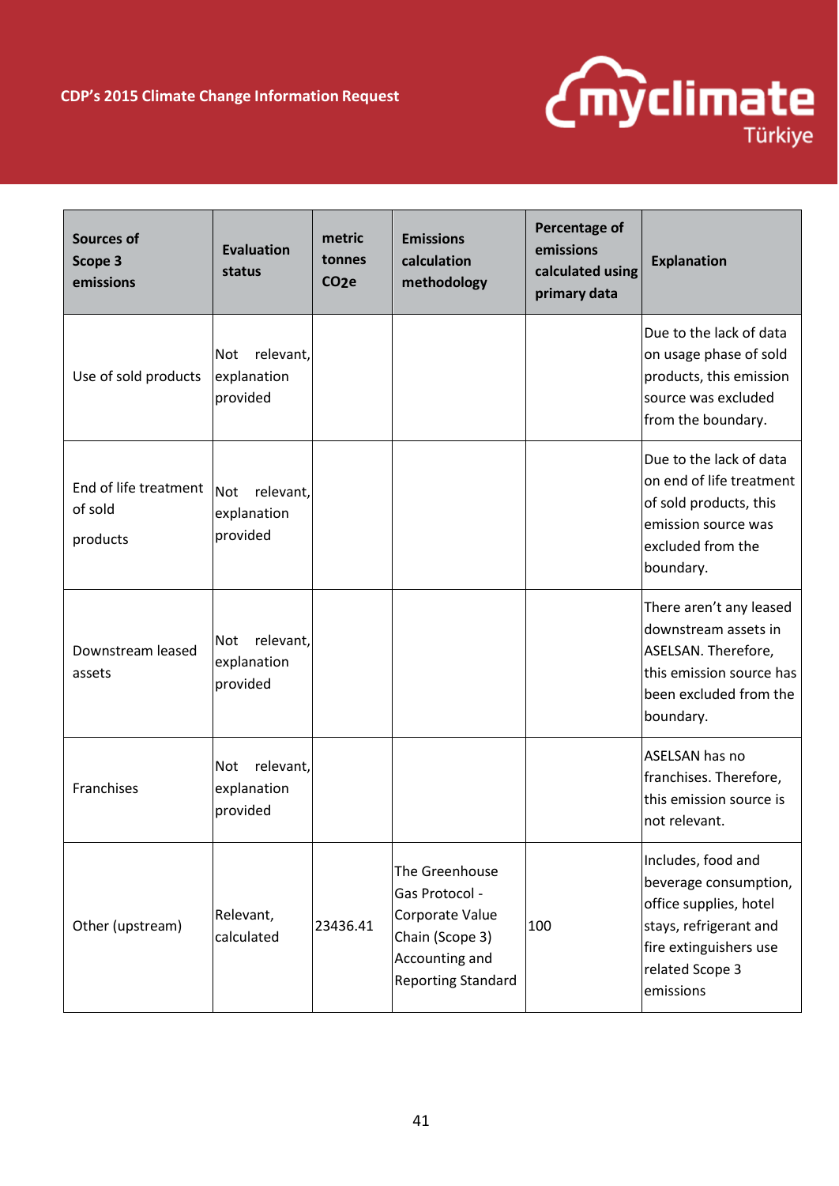| Sources of Scope 3 emissions | Evaluation status | metric tonnes $CO_2e$ | Emissions calculation methodology | Percentage of emissions calculated using primary data | Explanation |
|---|---|---|---|---|---|
| Use of sold products | Not relevant, explanation provided | | | | Due to the lack of data on usage phase of sold products, this emission source was excluded from the boundary. |
| End of life treatment of sold products | Not relevant, explanation provided | | | | Due to the lack of data on end of life treatment of sold products, this emission source was excluded from the boundary. |
| Downstream leased assets | Not relevant, explanation provided | | | | There aren't any leased downstream assets in ASELSAN. Therefore, this emission source has been excluded from the boundary. |
| Franchises | Not relevant, explanation provided | | | | ASELSAN has no franchises. Therefore, this emission source is not relevant. |
| Other (upstream) | Relevant, calculated | 23436.41 | The Greenhouse Gas Protocol - Corporate Value Chain (Scope 3) Accounting and Reporting Standard | 100 | Includes, food and beverage consumption, office supplies, hotel stays, refrigerant and fire extinguishers use related Scope 3 emissions |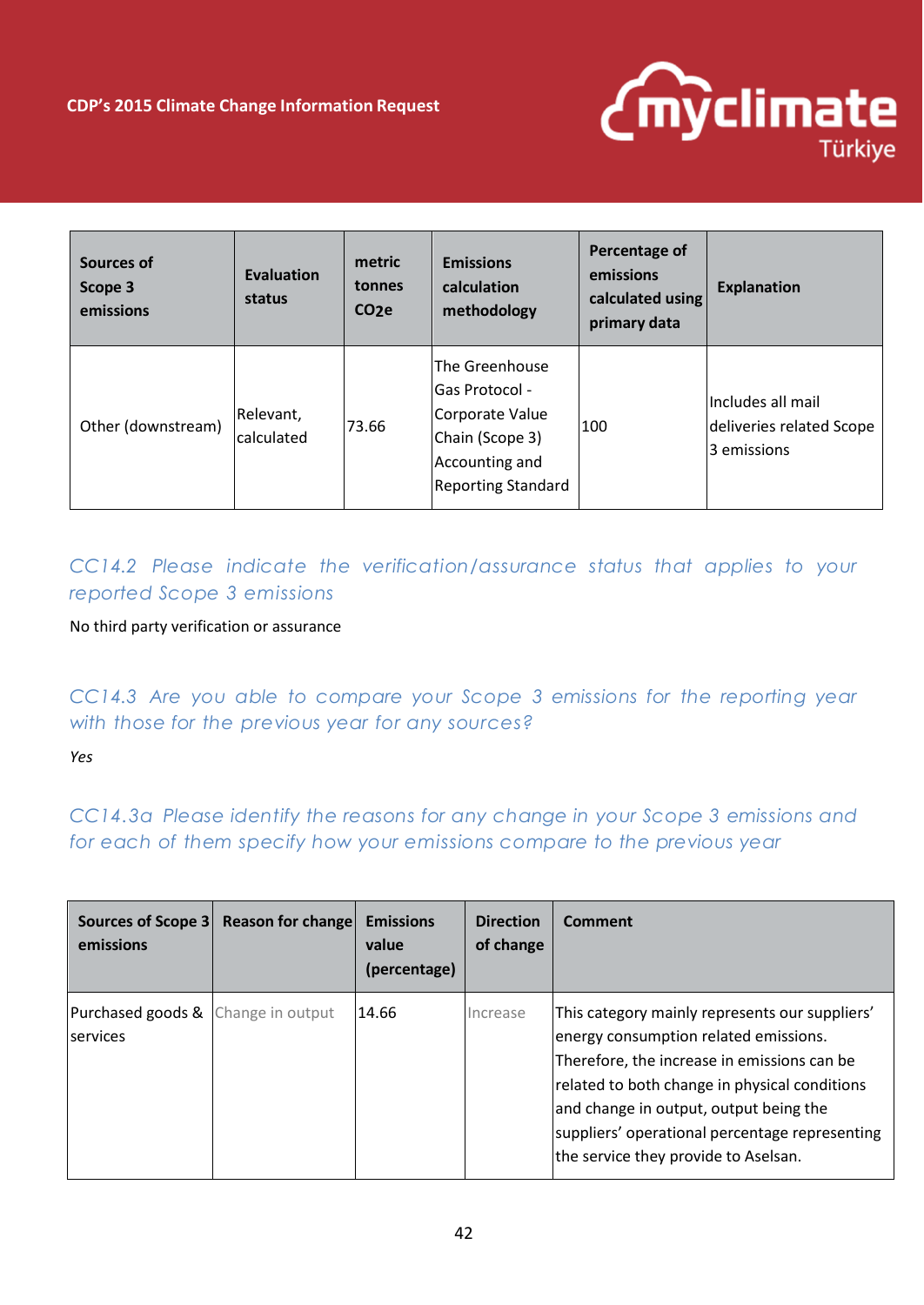| Sources of Scope 3 emissions | Evaluation status | metric tonnes $CO_2e$ | Emissions calculation methodology | Percentage of emissions calculated using primary data | Explanation |
|---|---|---|---|---|---|
| Other (downstream) | Relevant, calculated | 73.66 | The Greenhouse Gas Protocol - Corporate Value Chain (Scope 3) Accounting and Reporting Standard | 100 | Includes all mail deliveries related Scope 3 emissions |

### CC14.2 Please indicate the verification/assurance status that applies to your reported Scope 3 emissions

No third party verification or assurance

### CC14.3 Are you able to compare your Scope 3 emissions for the reporting year with those for the previous year for any sources?

*Yes*

### CC14.3a Please identify the reasons for any change in your Scope 3 emissions and for each of them specify how your emissions compare to the previous year

| Sources of Scope 3 emissions | Reason for change | Emissions value (percentage) | Direction of change | Comment |
|---|---|---|---|---|
| Purchased goods & services | Change in output | 14.66 | Increase | This category mainly represents our suppliers' energy consumption related emissions. Therefore, the increase in emissions can be related to both change in physical conditions and change in output, output being the suppliers' operational percentage representing the service they provide to Aselsan. |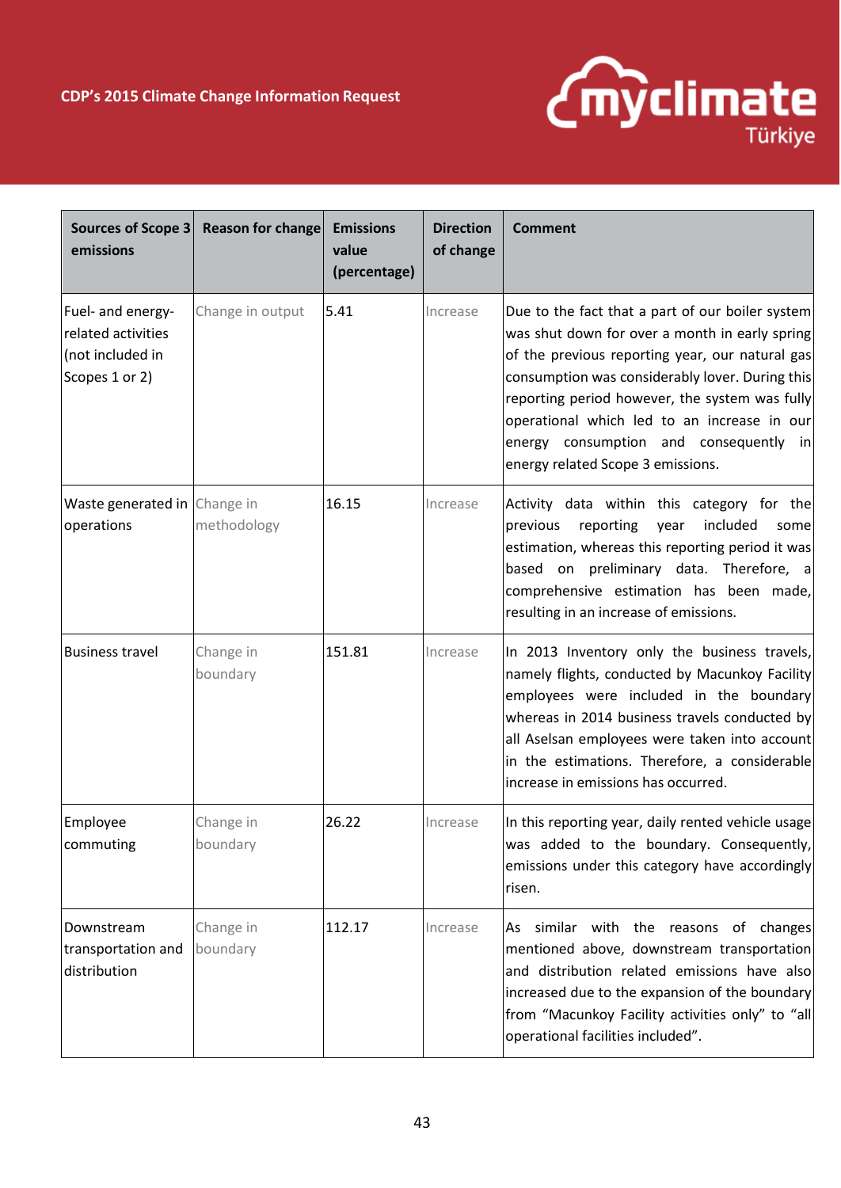| Sources of Scope 3 emissions | Reason for change | Emissions value (percentage) | Direction of change | Comment |
|---|---|---|---|---|
| Fuel- and energy-related activities (not included in Scopes 1 or 2) | Change in output | 5.41 | Increase | Due to the fact that a part of our boiler system was shut down for over a month in early spring of the previous reporting year, our natural gas consumption was considerably lover. During this reporting period however, the system was fully operational which led to an increase in our energy consumption and consequently in energy related Scope 3 emissions. |
| Waste generated in operations | Change in methodology | 16.15 | Increase | Activity data within this category for the previous reporting year included some estimation, whereas this reporting period it was based on preliminary data. Therefore, a comprehensive estimation has been made, resulting in an increase of emissions. |
| Business travel | Change in boundary | 151.81 | Increase | In 2013 Inventory only the business travels, namely flights, conducted by Macunkoy Facility employees were included in the boundary whereas in 2014 business travels conducted by all Aselsan employees were taken into account in the estimations. Therefore, a considerable increase in emissions has occurred. |
| Employee commuting | Change in boundary | 26.22 | Increase | In this reporting year, daily rented vehicle usage was added to the boundary. Consequently, emissions under this category have accordingly risen. |
| Downstream transportation and distribution | Change in boundary | 112.17 | Increase | As similar with the reasons of changes mentioned above, downstream transportation and distribution related emissions have also increased due to the expansion of the boundary from "Macunkoy Facility activities only" to "all operational facilities included". |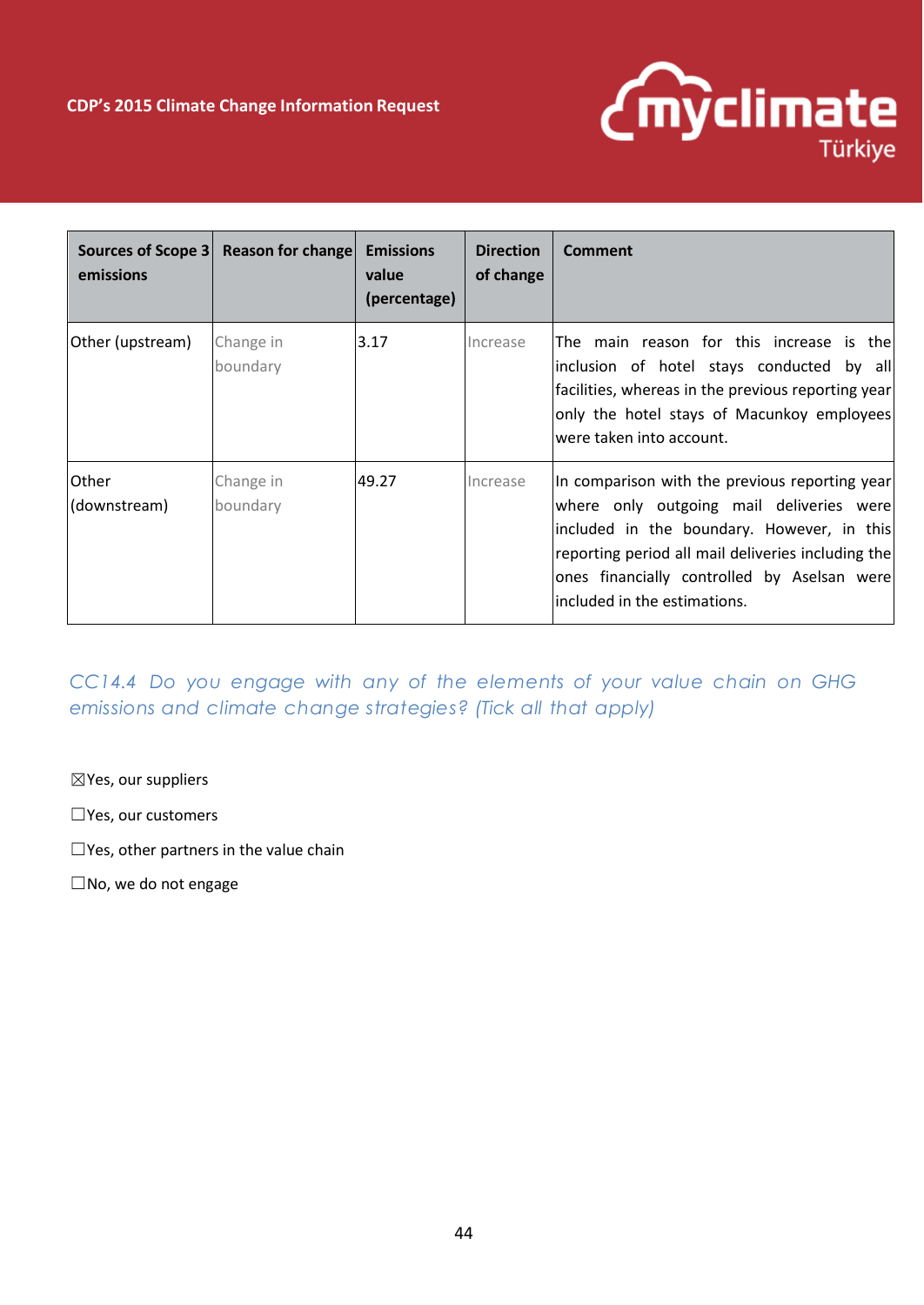| Sources of Scope 3 emissions | Reason for change | Emissions value (percentage) | Direction of change | Comment |
|---|---|---|---|---|
| Other (upstream) | Change in boundary | 3.17 | Increase | The main reason for this increase is the inclusion of hotel stays conducted by all facilities, whereas in the previous reporting year only the hotel stays of Macunkoy employees were taken into account. |
| Other (downstream) | Change in boundary | 49.27 | Increase | In comparison with the previous reporting year where only outgoing mail deliveries were included in the boundary. However, in this reporting period all mail deliveries including the ones financially controlled by Aselsan were included in the estimations. |

### *CC14.4 Do you engage with any of the elements of your value chain on GHG emissions and climate change strategies? (Tick all that apply)*

☒Yes, our suppliers

☐Yes, our customers

☐Yes, other partners in the value chain

☐No, we do not engage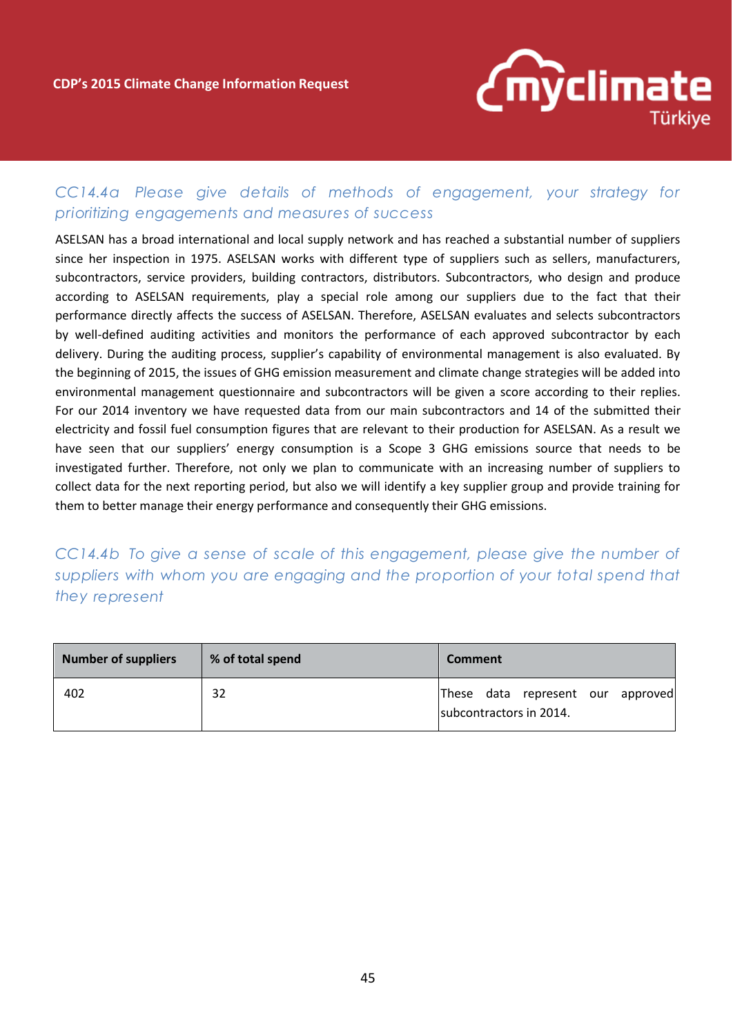### *CC14.4a Please give details of methods of engagement, your strategy for prioritizing engagements and measures of success*

ASELSAN has a broad international and local supply network and has reached a substantial number of suppliers since her inspection in 1975. ASELSAN works with different type of suppliers such as sellers, manufacturers, subcontractors, service providers, building contractors, distributors. Subcontractors, who design and produce according to ASELSAN requirements, play a special role among our suppliers due to the fact that their performance directly affects the success of ASELSAN. Therefore, ASELSAN evaluates and selects subcontractors by well-defined auditing activities and monitors the performance of each approved subcontractor by each delivery. During the auditing process, supplier's capability of environmental management is also evaluated. By the beginning of 2015, the issues of GHG emission measurement and climate change strategies will be added into environmental management questionnaire and subcontractors will be given a score according to their replies. For our 2014 inventory we have requested data from our main subcontractors and 14 of the submitted their electricity and fossil fuel consumption figures that are relevant to their production for ASELSAN. As a result we have seen that our suppliers' energy consumption is a Scope 3 GHG emissions source that needs to be investigated further. Therefore, not only we plan to communicate with an increasing number of suppliers to collect data for the next reporting period, but also we will identify a key supplier group and provide training for them to better manage their energy performance and consequently their GHG emissions.

### *CC14.4b To give a sense of scale of this engagement, please give the number of suppliers with whom you are engaging and the proportion of your total spend that they represent*

| Number of suppliers | % of total spend | Comment |
|---|---|---|
| 402 | 32 | These data represent our approved subcontractors in 2014. |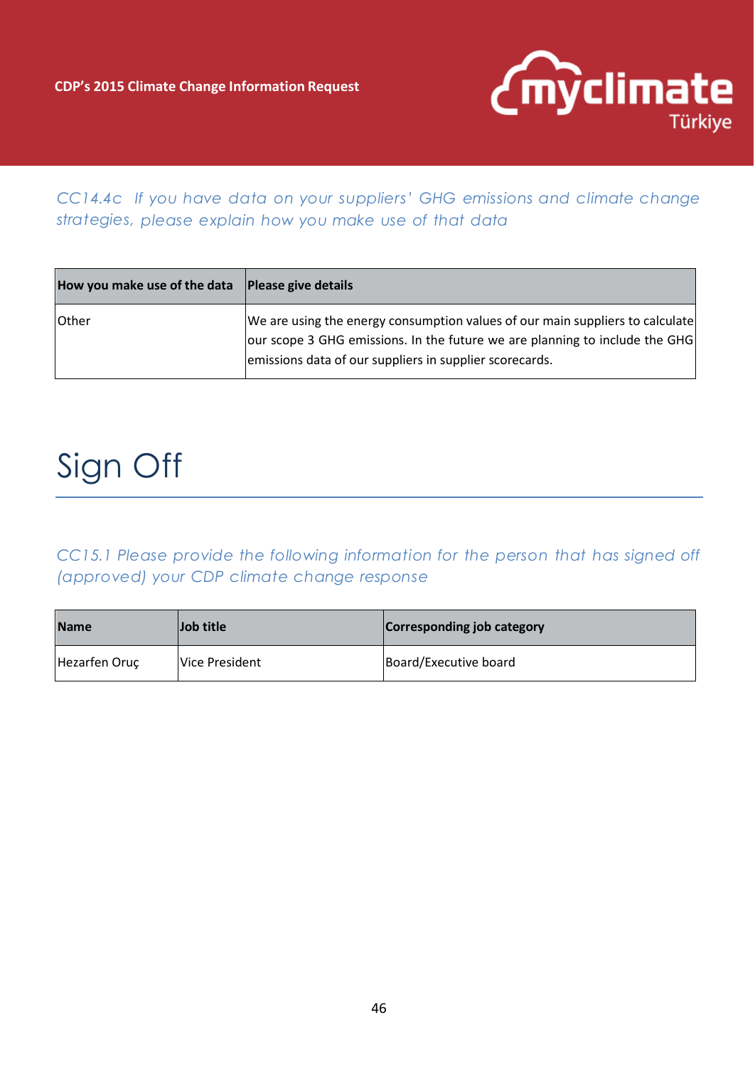### CC14.4c If you have data on your suppliers' GHG emissions and climate change strategies, please explain how you make use of that data

| How you make use of the data | Please give details |
|---|---|
| Other | We are using the energy consumption values of our main suppliers to calculate our scope 3 GHG emissions. In the future we are planning to include the GHG emissions data of our suppliers in supplier scorecards. |

# Sign Off

### CC15.1 Please provide the following information for the person that has signed off (approved) your CDP climate change response

| Name | Job title | Corresponding job category |
|---|---|---|
| Hezarfen Oruç | Vice President | Board/Executive board |